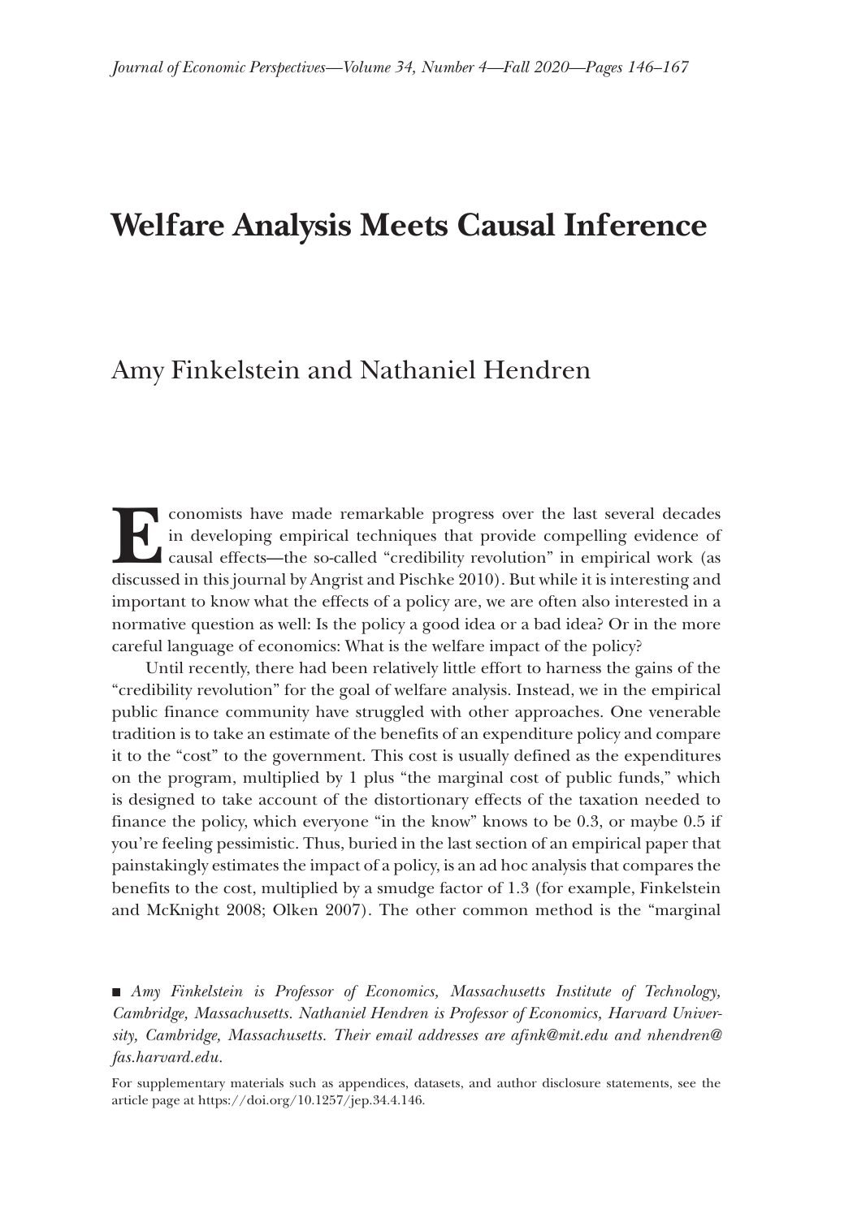# Welfare Analysis Meets Causal Inference

Amy Finkelstein and Nathaniel Hendren

Economists have made remarkable progress over the last several decades in developing empirical techniques that provide compelling evidence of causal effects—the so-called "credibility revolution" in empirical work (as discussed in this journal by Angrist and Pischke 2010). But while it is interesting and important to know what the effects of a policy are, we are often also interested in a normative question as well: Is the policy a good idea or a bad idea? Or in the more careful language of economics: What is the welfare impact of the policy?

Until recently, there had been relatively little effort to harness the gains of the "credibility revolution" for the goal of welfare analysis. Instead, we in the empirical public finance community have struggled with other approaches. One venerable tradition is to take an estimate of the benefits of an expenditure policy and compare it to the "cost" to the government. This cost is usually defined as the expenditures on the program, multiplied by 1 plus "the marginal cost of public funds," which is designed to take account of the distortionary effects of the taxation needed to finance the policy, which everyone "in the know" knows to be 0.3, or maybe 0.5 if you're feeling pessimistic. Thus, buried in the last section of an empirical paper that painstakingly estimates the impact of a policy, is an ad hoc analysis that compares the benefits to the cost, multiplied by a smudge factor of 1.3 (for example, Finkelstein and McKnight 2008; Olken 2007). The other common method is the "marginal

■ *Amy Finkelstein is Professor of Economics, Massachusetts Institute of Technology, Cambridge, Massachusetts. Nathaniel Hendren is Professor of Economics, Harvard University, Cambridge, Massachusetts. Their email addresses are afink@mit.edu and nhendren@fas.harvard.edu.*

For supplementary materials such as appendices, datasets, and author disclosure statements, see the article page at https://doi.org/10.1257/jep.34.4.146.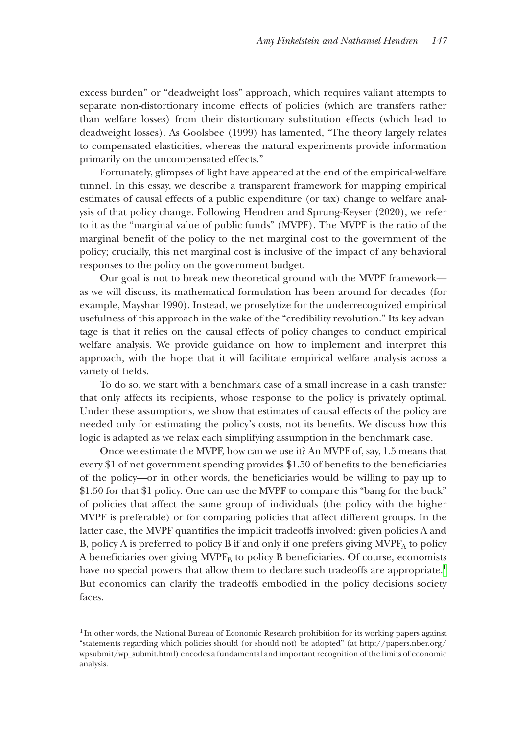excess burden" or "deadweight loss" approach, which requires valiant attempts to separate non-distortionary income effects of policies (which are transfers rather than welfare losses) from their distortionary substitution effects (which lead to deadweight losses). As Goolsbee (1999) has lamented, "The theory largely relates to compensated elasticities, whereas the natural experiments provide information primarily on the uncompensated effects."

Fortunately, glimpses of light have appeared at the end of the empirical-welfare tunnel. In this essay, we describe a transparent framework for mapping empirical estimates of causal effects of a public expenditure (or tax) change to welfare analysis of that policy change. Following Hendren and Sprung-Keyser (2020), we refer to it as the "marginal value of public funds" (MVPF). The MVPF is the ratio of the marginal benefit of the policy to the net marginal cost to the government of the policy; crucially, this net marginal cost is inclusive of the impact of any behavioral responses to the policy on the government budget.

Our goal is not to break new theoretical ground with the MVPF framework—as we will discuss, its mathematical formulation has been around for decades (for example, Mayshar 1990). Instead, we proselytize for the underrecognized empirical usefulness of this approach in the wake of the "credibility revolution." Its key advantage is that it relies on the causal effects of policy changes to conduct empirical welfare analysis. We provide guidance on how to implement and interpret this approach, with the hope that it will facilitate empirical welfare analysis across a variety of fields.

To do so, we start with a benchmark case of a small increase in a cash transfer that only affects its recipients, whose response to the policy is privately optimal. Under these assumptions, we show that estimates of causal effects of the policy are needed only for estimating the policy's costs, not its benefits. We discuss how this logic is adapted as we relax each simplifying assumption in the benchmark case.

Once we estimate the MVPF, how can we use it? An MVPF of, say, 1.5 means that every $1 of net government spending provides $1.50 of benefits to the beneficiaries of the policy—or in other words, the beneficiaries would be willing to pay up to $1.50 for that $1 policy. One can use the MVPF to compare this "bang for the buck" of policies that affect the same group of individuals (the policy with the higher MVPF is preferable) or for comparing policies that affect different groups. In the latter case, the MVPF quantifies the implicit tradeoffs involved: given policies A and B, policy A is preferred to policy B if and only if one prefers giving $MVPF_A$ to policy A beneficiaries over giving $MVPF_B$ to policy B beneficiaries. Of course, economists have no special powers that allow them to declare such tradeoffs are appropriate.[1] But economics can clarify the tradeoffs embodied in the policy decisions society faces.

[1] In other words, the National Bureau of Economic Research prohibition for its working papers against "statements regarding which policies should (or should not) be adopted" (at http://papers.nber.org/wpsubmit/wp_submit.html) encodes a fundamental and important recognition of the limits of economic analysis.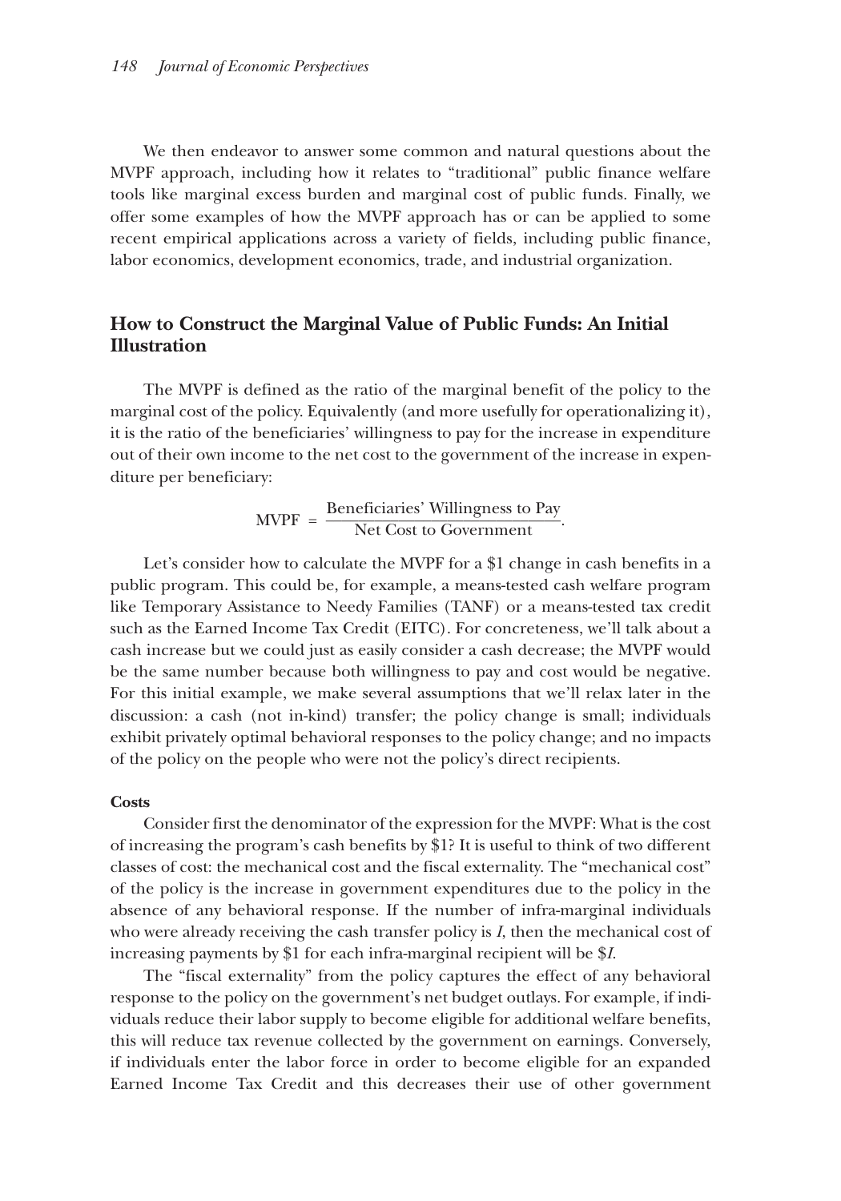We then endeavor to answer some common and natural questions about the MVPF approach, including how it relates to "traditional" public finance welfare tools like marginal excess burden and marginal cost of public funds. Finally, we offer some examples of how the MVPF approach has or can be applied to some recent empirical applications across a variety of fields, including public finance, labor economics, development economics, trade, and industrial organization.

## How to Construct the Marginal Value of Public Funds: An Initial Illustration

The MVPF is defined as the ratio of the marginal benefit of the policy to the marginal cost of the policy. Equivalently (and more usefully for operationalizing it), it is the ratio of the beneficiaries' willingness to pay for the increase in expenditure out of their own income to the net cost to the government of the increase in expenditure per beneficiary:

$$\text{MVPF} = \frac{\text{Beneficiaries' Willingness to Pay}}{\text{Net Cost to Government}}.$$

Let's consider how to calculate the MVPF for a $1 change in cash benefits in a public program. This could be, for example, a means-tested cash welfare program like Temporary Assistance to Needy Families (TANF) or a means-tested tax credit such as the Earned Income Tax Credit (EITC). For concreteness, we'll talk about a cash increase but we could just as easily consider a cash decrease; the MVPF would be the same number because both willingness to pay and cost would be negative. For this initial example, we make several assumptions that we'll relax later in the discussion: a cash (not in-kind) transfer; the policy change is small; individuals exhibit privately optimal behavioral responses to the policy change; and no impacts of the policy on the people who were not the policy's direct recipients.

#### Costs

Consider first the denominator of the expression for the MVPF: What is the cost of increasing the program's cash benefits by $1? It is useful to think of two different classes of cost: the mechanical cost and the fiscal externality. The "mechanical cost" of the policy is the increase in government expenditures due to the policy in the absence of any behavioral response. If the number of infra-marginal individuals who were already receiving the cash transfer policy is $I$, then the mechanical cost of increasing payments by $1 for each infra-marginal recipient will be $\$I$.

The "fiscal externality" from the policy captures the effect of any behavioral response to the policy on the government's net budget outlays. For example, if individuals reduce their labor supply to become eligible for additional welfare benefits, this will reduce tax revenue collected by the government on earnings. Conversely, if individuals enter the labor force in order to become eligible for an expanded Earned Income Tax Credit and this decreases their use of other government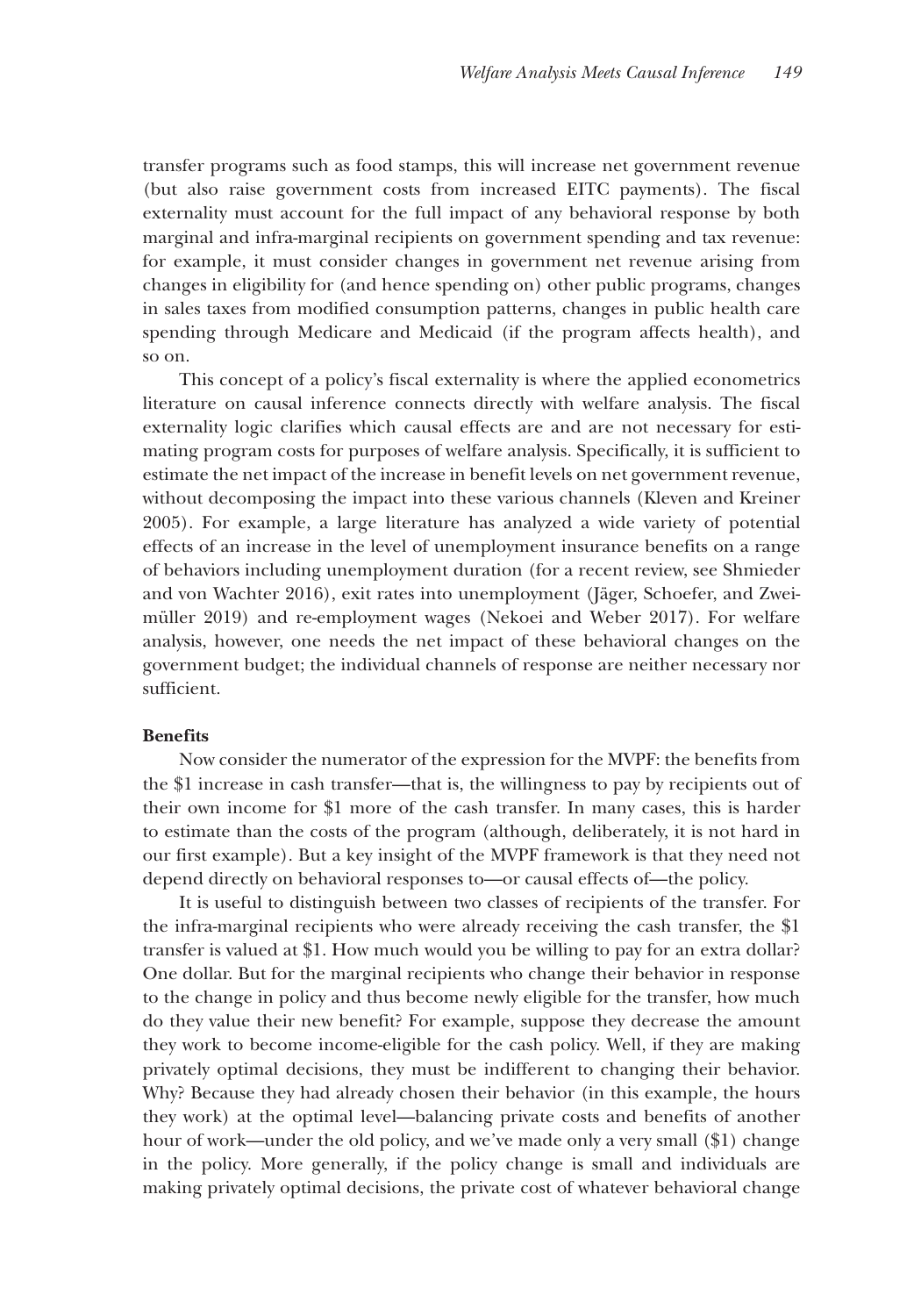transfer programs such as food stamps, this will increase net government revenue (but also raise government costs from increased EITC payments). The fiscal externality must account for the full impact of any behavioral response by both marginal and infra-marginal recipients on government spending and tax revenue: for example, it must consider changes in government net revenue arising from changes in eligibility for (and hence spending on) other public programs, changes in sales taxes from modified consumption patterns, changes in public health care spending through Medicare and Medicaid (if the program affects health), and so on.

This concept of a policy's fiscal externality is where the applied econometrics literature on causal inference connects directly with welfare analysis. The fiscal externality logic clarifies which causal effects are and are not necessary for estimating program costs for purposes of welfare analysis. Specifically, it is sufficient to estimate the net impact of the increase in benefit levels on net government revenue, without decomposing the impact into these various channels (Kleven and Kreiner 2005). For example, a large literature has analyzed a wide variety of potential effects of an increase in the level of unemployment insurance benefits on a range of behaviors including unemployment duration (for a recent review, see Shmieder and von Wachter 2016), exit rates into unemployment (Jäger, Schoefer, and Zweimüller 2019) and re-employment wages (Nekoei and Weber 2017). For welfare analysis, however, one needs the net impact of these behavioral changes on the government budget; the individual channels of response are neither necessary nor sufficient.

**Benefits**

Now consider the numerator of the expression for the MVPF: the benefits from the $1 increase in cash transfer—that is, the willingness to pay by recipients out of their own income for $1 more of the cash transfer. In many cases, this is harder to estimate than the costs of the program (although, deliberately, it is not hard in our first example). But a key insight of the MVPF framework is that they need not depend directly on behavioral responses to—or causal effects of—the policy.

It is useful to distinguish between two classes of recipients of the transfer. For the infra-marginal recipients who were already receiving the cash transfer, the $1 transfer is valued at $1. How much would you be willing to pay for an extra dollar? One dollar. But for the marginal recipients who change their behavior in response to the change in policy and thus become newly eligible for the transfer, how much do they value their new benefit? For example, suppose they decrease the amount they work to become income-eligible for the cash policy. Well, if they are making privately optimal decisions, they must be indifferent to changing their behavior. Why? Because they had already chosen their behavior (in this example, the hours they work) at the optimal level—balancing private costs and benefits of another hour of work—under the old policy, and we've made only a very small ($1) change in the policy. More generally, if the policy change is small and individuals are making privately optimal decisions, the private cost of whatever behavioral change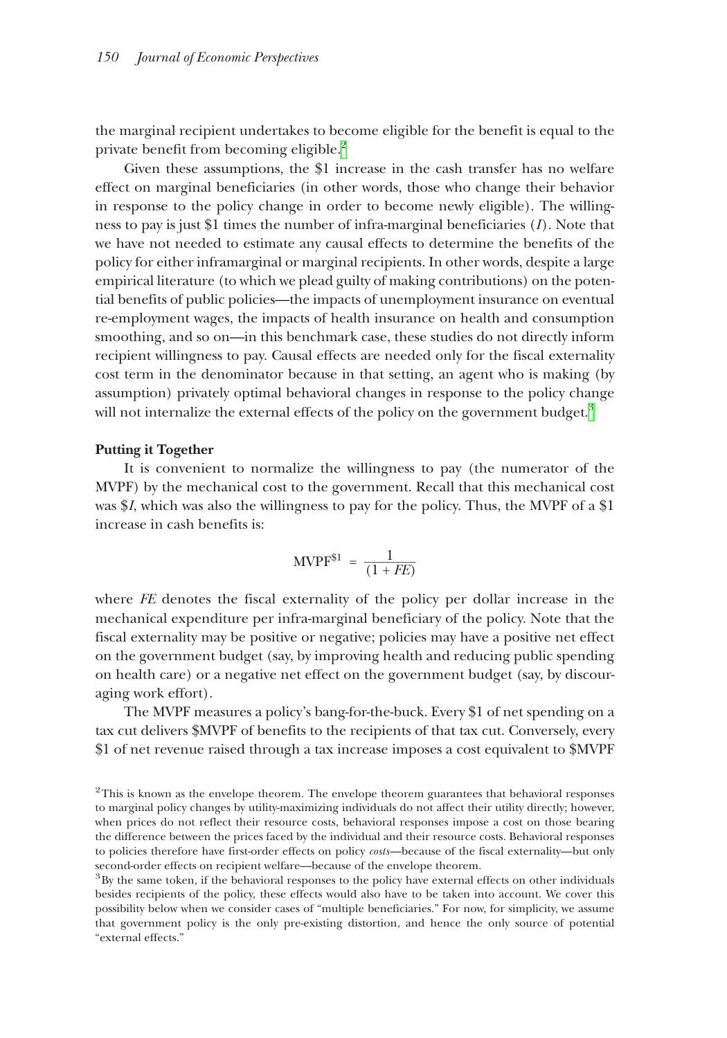the marginal recipient undertakes to become eligible for the benefit is equal to the private benefit from becoming eligible.[2]

Given these assumptions, the \$1 increase in the cash transfer has no welfare effect on marginal beneficiaries (in other words, those who change their behavior in response to the policy change in order to become newly eligible). The willingness to pay is just \$1 times the number of infra-marginal beneficiaries ($I$). Note that we have not needed to estimate any causal effects to determine the benefits of the policy for either inframarginal or marginal recipients. In other words, despite a large empirical literature (to which we plead guilty of making contributions) on the potential benefits of public policies—the impacts of unemployment insurance on eventual re-employment wages, the impacts of health insurance on health and consumption smoothing, and so on—in this benchmark case, these studies do not directly inform recipient willingness to pay. Causal effects are needed only for the fiscal externality cost term in the denominator because in that setting, an agent who is making (by assumption) privately optimal behavioral changes in response to the policy change will not internalize the external effects of the policy on the government budget.[3]

**Putting it Together**

It is convenient to normalize the willingness to pay (the numerator of the MVPF) by the mechanical cost to the government. Recall that this mechanical cost was \$$I$, which was also the willingness to pay for the policy. Thus, the MVPF of a \$1 increase in cash benefits is:

$$MVPF^{\$1} = \frac{1}{(1 + FE)}$$

where $FE$ denotes the fiscal externality of the policy per dollar increase in the mechanical expenditure per infra-marginal beneficiary of the policy. Note that the fiscal externality may be positive or negative; policies may have a positive net effect on the government budget (say, by improving health and reducing public spending on health care) or a negative net effect on the government budget (say, by discouraging work effort).

The MVPF measures a policy's bang-for-the-buck. Every \$1 of net spending on a tax cut delivers \$MVPF of benefits to the recipients of that tax cut. Conversely, every \$1 of net revenue raised through a tax increase imposes a cost equivalent to \$MVPF

[2] This is known as the envelope theorem. The envelope theorem guarantees that behavioral responses to marginal policy changes by utility-maximizing individuals do not affect their utility directly; however, when prices do not reflect their resource costs, behavioral responses impose a cost on those bearing the difference between the prices faced by the individual and their resource costs. Behavioral responses to policies therefore have first-order effects on policy *costs*—because of the fiscal externality—but only second-order effects on recipient welfare—because of the envelope theorem.

[3] By the same token, if the behavioral responses to the policy have external effects on other individuals besides recipients of the policy, these effects would also have to be taken into account. We cover this possibility below when we consider cases of "multiple beneficiaries." For now, for simplicity, we assume that government policy is the only pre-existing distortion, and hence the only source of potential "external effects."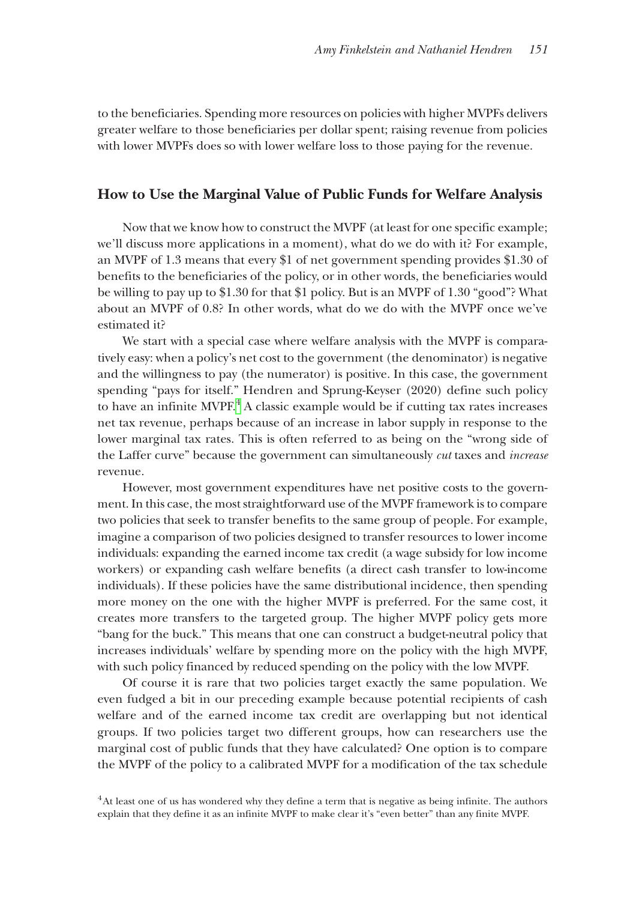to the beneficiaries. Spending more resources on policies with higher MVPFs delivers greater welfare to those beneficiaries per dollar spent; raising revenue from policies with lower MVPFs does so with lower welfare loss to those paying for the revenue.

## How to Use the Marginal Value of Public Funds for Welfare Analysis

Now that we know how to construct the MVPF (at least for one specific example; we'll discuss more applications in a moment), what do we do with it? For example, an MVPF of 1.3 means that every $1 of net government spending provides $1.30 of benefits to the beneficiaries of the policy, or in other words, the beneficiaries would be willing to pay up to $1.30 for that $1 policy. But is an MVPF of 1.30 "good"? What about an MVPF of 0.8? In other words, what do we do with the MVPF once we've estimated it?

We start with a special case where welfare analysis with the MVPF is comparatively easy: when a policy's net cost to the government (the denominator) is negative and the willingness to pay (the numerator) is positive. In this case, the government spending "pays for itself." Hendren and Sprung-Keyser (2020) define such policy to have an infinite MVPF.[4] A classic example would be if cutting tax rates increases net tax revenue, perhaps because of an increase in labor supply in response to the lower marginal tax rates. This is often referred to as being on the "wrong side of the Laffer curve" because the government can simultaneously *cut* taxes and *increase* revenue.

However, most government expenditures have net positive costs to the government. In this case, the most straightforward use of the MVPF framework is to compare two policies that seek to transfer benefits to the same group of people. For example, imagine a comparison of two policies designed to transfer resources to lower income individuals: expanding the earned income tax credit (a wage subsidy for low income workers) or expanding cash welfare benefits (a direct cash transfer to low-income individuals). If these policies have the same distributional incidence, then spending more money on the one with the higher MVPF is preferred. For the same cost, it creates more transfers to the targeted group. The higher MVPF policy gets more "bang for the buck." This means that one can construct a budget-neutral policy that increases individuals' welfare by spending more on the policy with the high MVPF, with such policy financed by reduced spending on the policy with the low MVPF.

Of course it is rare that two policies target exactly the same population. We even fudged a bit in our preceding example because potential recipients of cash welfare and of the earned income tax credit are overlapping but not identical groups. If two policies target two different groups, how can researchers use the marginal cost of public funds that they have calculated? One option is to compare the MVPF of the policy to a calibrated MVPF for a modification of the tax schedule

[4] At least one of us has wondered why they define a term that is negative as being infinite. The authors explain that they define it as an infinite MVPF to make clear it's "even better" than any finite MVPF.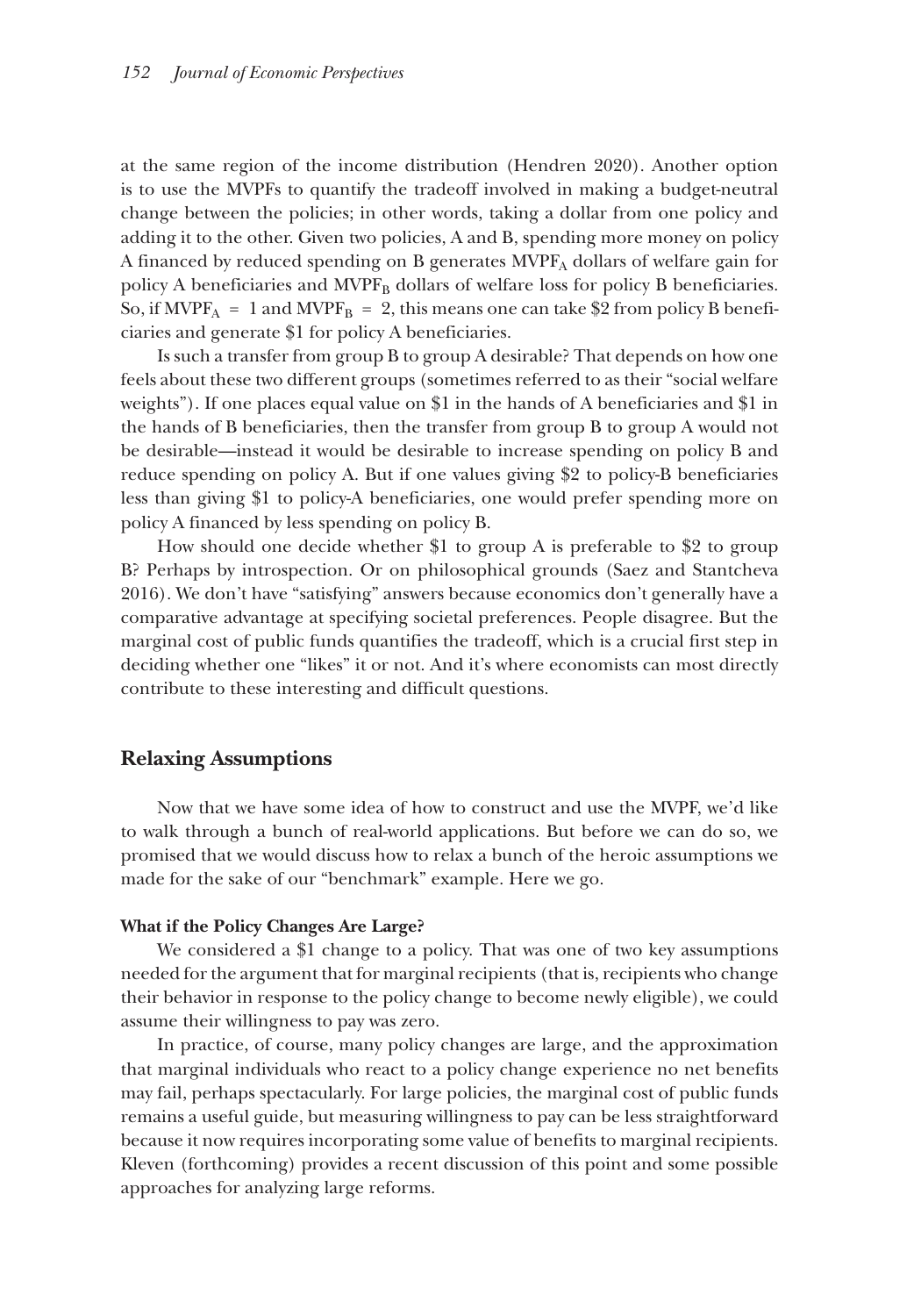at the same region of the income distribution (Hendren 2020). Another option is to use the MVPFs to quantify the tradeoff involved in making a budget-neutral change between the policies; in other words, taking a dollar from one policy and adding it to the other. Given two policies, A and B, spending more money on policy A financed by reduced spending on B generates $MVPF_A$ dollars of welfare gain for policy A beneficiaries and $MVPF_B$ dollars of welfare loss for policy B beneficiaries. So, if $MVPF_A = 1$ and $MVPF_B = 2$, this means one can take \$2 from policy B beneficiaries and generate \$1 for policy A beneficiaries.

Is such a transfer from group B to group A desirable? That depends on how one feels about these two different groups (sometimes referred to as their "social welfare weights"). If one places equal value on \$1 in the hands of A beneficiaries and \$1 in the hands of B beneficiaries, then the transfer from group B to group A would not be desirable—instead it would be desirable to increase spending on policy B and reduce spending on policy A. But if one values giving \$2 to policy-B beneficiaries less than giving \$1 to policy-A beneficiaries, one would prefer spending more on policy A financed by less spending on policy B.

How should one decide whether \$1 to group A is preferable to \$2 to group B? Perhaps by introspection. Or on philosophical grounds (Saez and Stantcheva 2016). We don't have "satisfying" answers because economics don't generally have a comparative advantage at specifying societal preferences. People disagree. But the marginal cost of public funds quantifies the tradeoff, which is a crucial first step in deciding whether one "likes" it or not. And it's where economists can most directly contribute to these interesting and difficult questions.

## Relaxing Assumptions

Now that we have some idea of how to construct and use the MVPF, we'd like to walk through a bunch of real-world applications. But before we can do so, we promised that we would discuss how to relax a bunch of the heroic assumptions we made for the sake of our "benchmark" example. Here we go.

### What if the Policy Changes Are Large?

We considered a \$1 change to a policy. That was one of two key assumptions needed for the argument that for marginal recipients (that is, recipients who change their behavior in response to the policy change to become newly eligible), we could assume their willingness to pay was zero.

In practice, of course, many policy changes are large, and the approximation that marginal individuals who react to a policy change experience no net benefits may fail, perhaps spectacularly. For large policies, the marginal cost of public funds remains a useful guide, but measuring willingness to pay can be less straightforward because it now requires incorporating some value of benefits to marginal recipients. Kleven (forthcoming) provides a recent discussion of this point and some possible approaches for analyzing large reforms.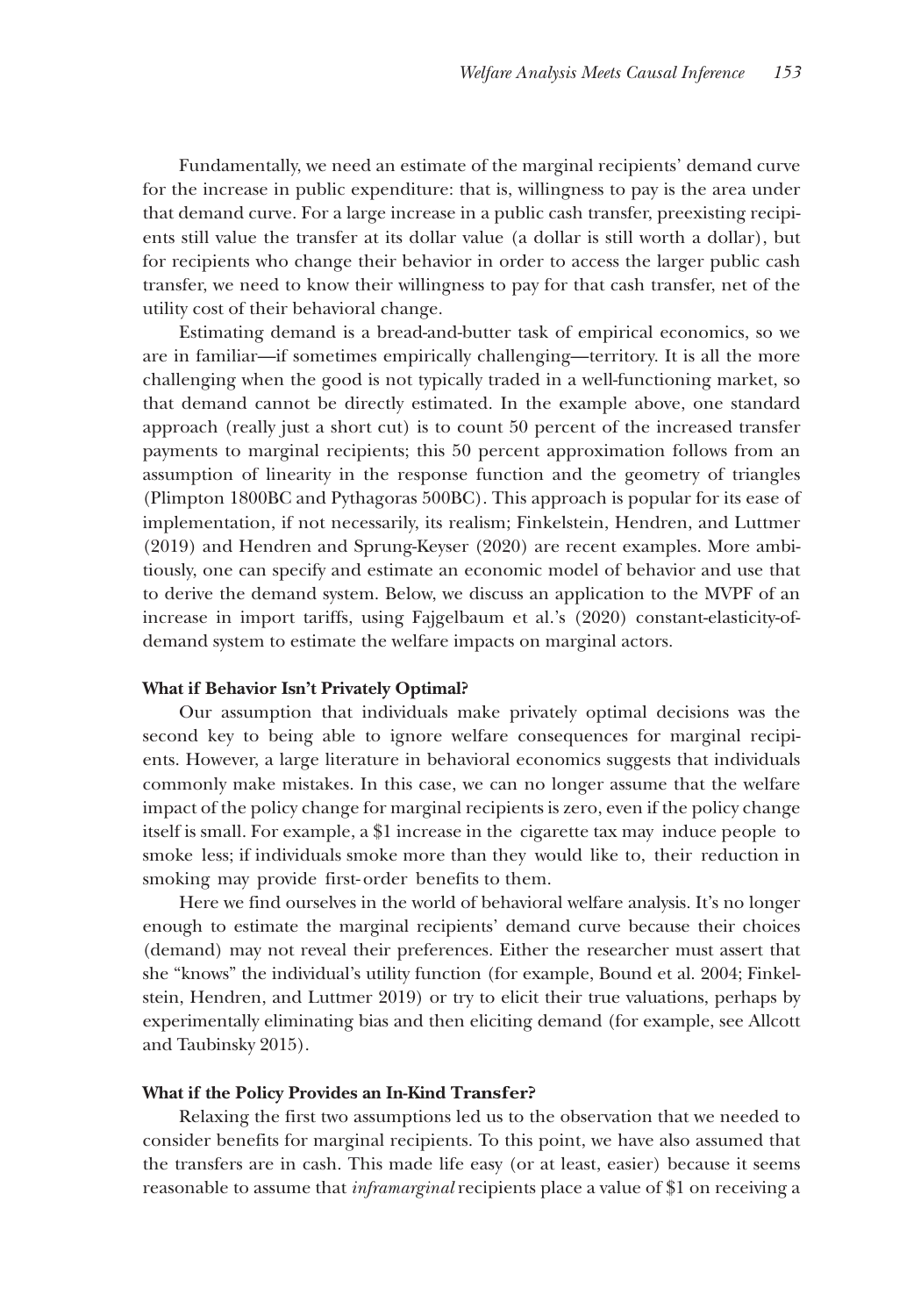Fundamentally, we need an estimate of the marginal recipients' demand curve for the increase in public expenditure: that is, willingness to pay is the area under that demand curve. For a large increase in a public cash transfer, preexisting recipients still value the transfer at its dollar value (a dollar is still worth a dollar), but for recipients who change their behavior in order to access the larger public cash transfer, we need to know their willingness to pay for that cash transfer, net of the utility cost of their behavioral change.

Estimating demand is a bread-and-butter task of empirical economics, so we are in familiar—if sometimes empirically challenging—territory. It is all the more challenging when the good is not typically traded in a well-functioning market, so that demand cannot be directly estimated. In the example above, one standard approach (really just a short cut) is to count 50 percent of the increased transfer payments to marginal recipients; this 50 percent approximation follows from an assumption of linearity in the response function and the geometry of triangles (Plimpton 1800BC and Pythagoras 500BC). This approach is popular for its ease of implementation, if not necessarily, its realism; Finkelstein, Hendren, and Luttmer (2019) and Hendren and Sprung-Keyser (2020) are recent examples. More ambitiously, one can specify and estimate an economic model of behavior and use that to derive the demand system. Below, we discuss an application to the MVPF of an increase in import tariffs, using Fajgelbaum et al.'s (2020) constant-elasticity-of-demand system to estimate the welfare impacts on marginal actors.

**What if Behavior Isn't Privately Optimal?**

Our assumption that individuals make privately optimal decisions was the second key to being able to ignore welfare consequences for marginal recipients. However, a large literature in behavioral economics suggests that individuals commonly make mistakes. In this case, we can no longer assume that the welfare impact of the policy change for marginal recipients is zero, even if the policy change itself is small. For example, a $1 increase in the cigarette tax may induce people to smoke less; if individuals smoke more than they would like to, their reduction in smoking may provide first-order benefits to them.

Here we find ourselves in the world of behavioral welfare analysis. It's no longer enough to estimate the marginal recipients' demand curve because their choices (demand) may not reveal their preferences. Either the researcher must assert that she "knows" the individual's utility function (for example, Bound et al. 2004; Finkelstein, Hendren, and Luttmer 2019) or try to elicit their true valuations, perhaps by experimentally eliminating bias and then eliciting demand (for example, see Allcott and Taubinsky 2015).

**What if the Policy Provides an In-Kind Transfer?**

Relaxing the first two assumptions led us to the observation that we needed to consider benefits for marginal recipients. To this point, we have also assumed that the transfers are in cash. This made life easy (or at least, easier) because it seems reasonable to assume that *inframarginal* recipients place a value of $1 on receiving a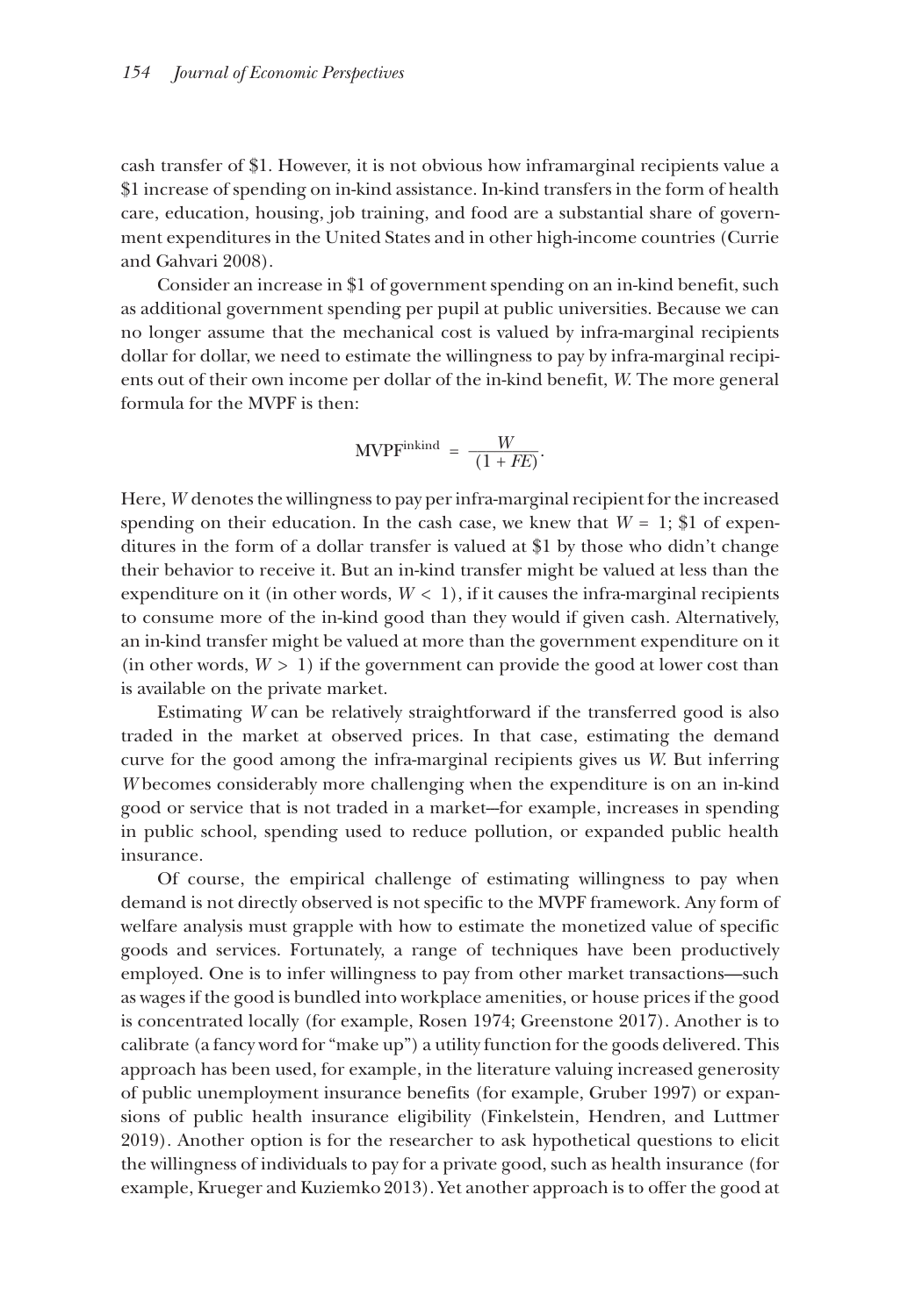cash transfer of \$1. However, it is not obvious how inframarginal recipients value a \$1 increase of spending on in-kind assistance. In-kind transfers in the form of health care, education, housing, job training, and food are a substantial share of government expenditures in the United States and in other high-income countries (Currie and Gahvari 2008).

Consider an increase in \$1 of government spending on an in-kind benefit, such as additional government spending per pupil at public universities. Because we can no longer assume that the mechanical cost is valued by infra-marginal recipients dollar for dollar, we need to estimate the willingness to pay by infra-marginal recipients out of their own income per dollar of the in-kind benefit, $W$. The more general formula for the MVPF is then:

$$\text{MVPF}^{\text{inkind}} = \frac{W}{(1 + FE)}.$$

Here, $W$ denotes the willingness to pay per infra-marginal recipient for the increased spending on their education. In the cash case, we knew that $W = 1$; \$1 of expenditures in the form of a dollar transfer is valued at \$1 by those who didn't change their behavior to receive it. But an in-kind transfer might be valued at less than the expenditure on it (in other words, $W < 1$), if it causes the infra-marginal recipients to consume more of the in-kind good than they would if given cash. Alternatively, an in-kind transfer might be valued at more than the government expenditure on it (in other words, $W > 1$) if the government can provide the good at lower cost than is available on the private market.

Estimating $W$ can be relatively straightforward if the transferred good is also traded in the market at observed prices. In that case, estimating the demand curve for the good among the infra-marginal recipients gives us $W$. But inferring $W$ becomes considerably more challenging when the expenditure is on an in-kind good or service that is not traded in a market—for example, increases in spending in public school, spending used to reduce pollution, or expanded public health insurance.

Of course, the empirical challenge of estimating willingness to pay when demand is not directly observed is not specific to the MVPF framework. Any form of welfare analysis must grapple with how to estimate the monetized value of specific goods and services. Fortunately, a range of techniques have been productively employed. One is to infer willingness to pay from other market transactions—such as wages if the good is bundled into workplace amenities, or house prices if the good is concentrated locally (for example, Rosen 1974; Greenstone 2017). Another is to calibrate (a fancy word for "make up") a utility function for the goods delivered. This approach has been used, for example, in the literature valuing increased generosity of public unemployment insurance benefits (for example, Gruber 1997) or expansions of public health insurance eligibility (Finkelstein, Hendren, and Luttmer 2019). Another option is for the researcher to ask hypothetical questions to elicit the willingness of individuals to pay for a private good, such as health insurance (for example, Krueger and Kuziemko 2013). Yet another approach is to offer the good at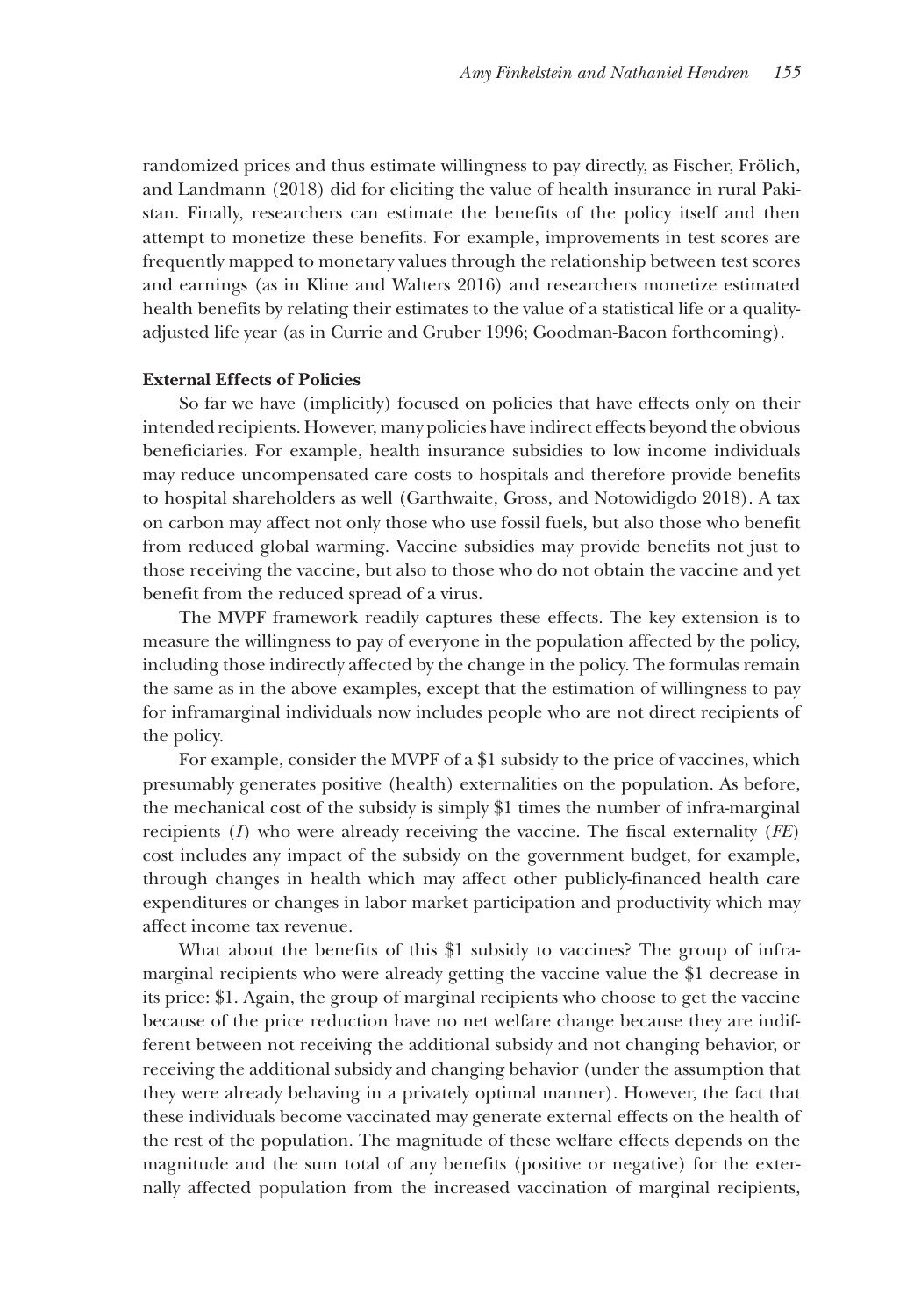randomized prices and thus estimate willingness to pay directly, as Fischer, Frölich, and Landmann (2018) did for eliciting the value of health insurance in rural Pakistan. Finally, researchers can estimate the benefits of the policy itself and then attempt to monetize these benefits. For example, improvements in test scores are frequently mapped to monetary values through the relationship between test scores and earnings (as in Kline and Walters 2016) and researchers monetize estimated health benefits by relating their estimates to the value of a statistical life or a quality-adjusted life year (as in Currie and Gruber 1996; Goodman-Bacon forthcoming).

### External Effects of Policies

So far we have (implicitly) focused on policies that have effects only on their intended recipients. However, many policies have indirect effects beyond the obvious beneficiaries. For example, health insurance subsidies to low income individuals may reduce uncompensated care costs to hospitals and therefore provide benefits to hospital shareholders as well (Garthwaite, Gross, and Notowidigdo 2018). A tax on carbon may affect not only those who use fossil fuels, but also those who benefit from reduced global warming. Vaccine subsidies may provide benefits not just to those receiving the vaccine, but also to those who do not obtain the vaccine and yet benefit from the reduced spread of a virus.

The MVPF framework readily captures these effects. The key extension is to measure the willingness to pay of everyone in the population affected by the policy, including those indirectly affected by the change in the policy. The formulas remain the same as in the above examples, except that the estimation of willingness to pay for inframarginal individuals now includes people who are not direct recipients of the policy.

For example, consider the MVPF of a $1 subsidy to the price of vaccines, which presumably generates positive (health) externalities on the population. As before, the mechanical cost of the subsidy is simply $1 times the number of infra-marginal recipients ($I$) who were already receiving the vaccine. The fiscal externality ($FE$) cost includes any impact of the subsidy on the government budget, for example, through changes in health which may affect other publicly-financed health care expenditures or changes in labor market participation and productivity which may affect income tax revenue.

What about the benefits of this $1 subsidy to vaccines? The group of infra-marginal recipients who were already getting the vaccine value the $1 decrease in its price: $1. Again, the group of marginal recipients who choose to get the vaccine because of the price reduction have no net welfare change because they are indifferent between not receiving the additional subsidy and not changing behavior, or receiving the additional subsidy and changing behavior (under the assumption that they were already behaving in a privately optimal manner). However, the fact that these individuals become vaccinated may generate external effects on the health of the rest of the population. The magnitude of these welfare effects depends on the magnitude and the sum total of any benefits (positive or negative) for the externally affected population from the increased vaccination of marginal recipients,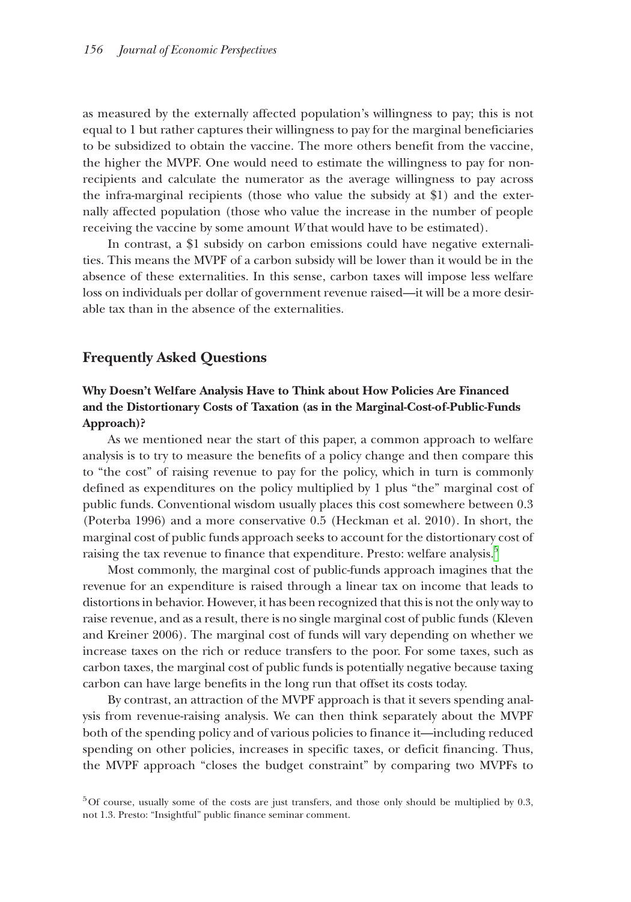as measured by the externally affected population's willingness to pay; this is not equal to 1 but rather captures their willingness to pay for the marginal beneficiaries to be subsidized to obtain the vaccine. The more others benefit from the vaccine, the higher the MVPF. One would need to estimate the willingness to pay for non-recipients and calculate the numerator as the average willingness to pay across the infra-marginal recipients (those who value the subsidy at \$1) and the externally affected population (those who value the increase in the number of people receiving the vaccine by some amount $W$ that would have to be estimated).

In contrast, a \$1 subsidy on carbon emissions could have negative externalities. This means the MVPF of a carbon subsidy will be lower than it would be in the absence of these externalities. In this sense, carbon taxes will impose less welfare loss on individuals per dollar of government revenue raised—it will be a more desirable tax than in the absence of the externalities.

## Frequently Asked Questions

### Why Doesn't Welfare Analysis Have to Think about How Policies Are Financed and the Distortionary Costs of Taxation (as in the Marginal-Cost-of-Public-Funds Approach)?

As we mentioned near the start of this paper, a common approach to welfare analysis is to try to measure the benefits of a policy change and then compare this to "the cost" of raising revenue to pay for the policy, which in turn is commonly defined as expenditures on the policy multiplied by 1 plus "the" marginal cost of public funds. Conventional wisdom usually places this cost somewhere between 0.3 (Poterba 1996) and a more conservative 0.5 (Heckman et al. 2010). In short, the marginal cost of public funds approach seeks to account for the distortionary cost of raising the tax revenue to finance that expenditure. Presto: welfare analysis.[5]

Most commonly, the marginal cost of public-funds approach imagines that the revenue for an expenditure is raised through a linear tax on income that leads to distortions in behavior. However, it has been recognized that this is not the only way to raise revenue, and as a result, there is no single marginal cost of public funds (Kleven and Kreiner 2006). The marginal cost of funds will vary depending on whether we increase taxes on the rich or reduce transfers to the poor. For some taxes, such as carbon taxes, the marginal cost of public funds is potentially negative because taxing carbon can have large benefits in the long run that offset its costs today.

By contrast, an attraction of the MVPF approach is that it severs spending analysis from revenue-raising analysis. We can then think separately about the MVPF both of the spending policy and of various policies to finance it—including reduced spending on other policies, increases in specific taxes, or deficit financing. Thus, the MVPF approach "closes the budget constraint" by comparing two MVPFs to

[5] Of course, usually some of the costs are just transfers, and those only should be multiplied by 0.3, not 1.3. Presto: "Insightful" public finance seminar comment.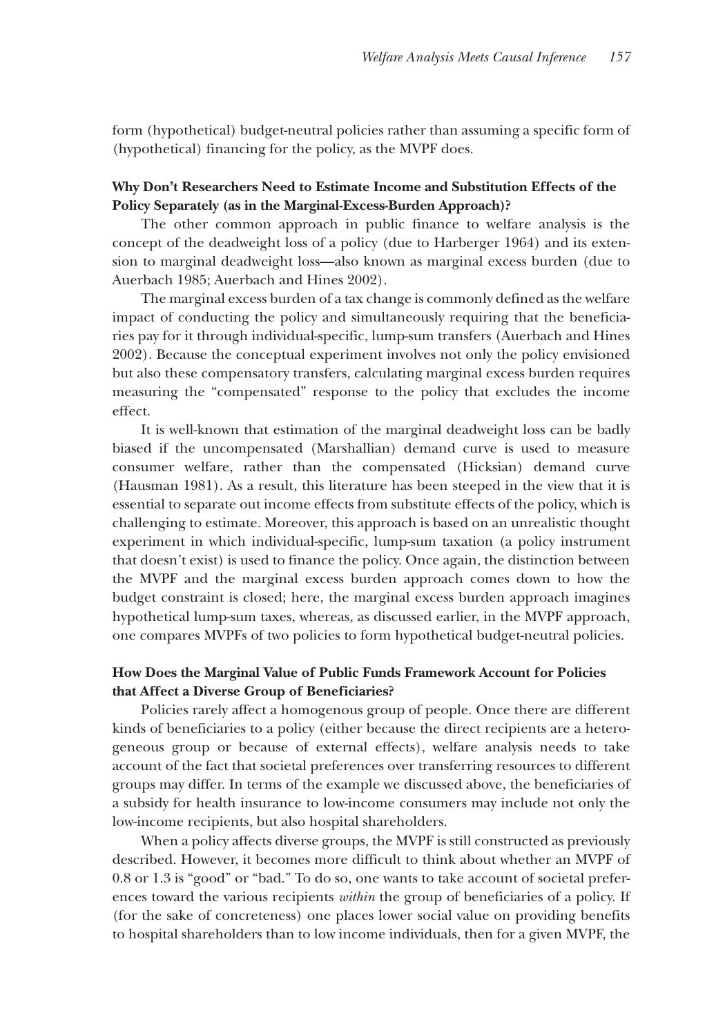form (hypothetical) budget-neutral policies rather than assuming a specific form of (hypothetical) financing for the policy, as the MVPF does.

**Why Don't Researchers Need to Estimate Income and Substitution Effects of the Policy Separately (as in the Marginal-Excess-Burden Approach)?**

The other common approach in public finance to welfare analysis is the concept of the deadweight loss of a policy (due to Harberger 1964) and its extension to marginal deadweight loss—also known as marginal excess burden (due to Auerbach 1985; Auerbach and Hines 2002).

The marginal excess burden of a tax change is commonly defined as the welfare impact of conducting the policy and simultaneously requiring that the beneficiaries pay for it through individual-specific, lump-sum transfers (Auerbach and Hines 2002). Because the conceptual experiment involves not only the policy envisioned but also these compensatory transfers, calculating marginal excess burden requires measuring the "compensated" response to the policy that excludes the income effect.

It is well-known that estimation of the marginal deadweight loss can be badly biased if the uncompensated (Marshallian) demand curve is used to measure consumer welfare, rather than the compensated (Hicksian) demand curve (Hausman 1981). As a result, this literature has been steeped in the view that it is essential to separate out income effects from substitute effects of the policy, which is challenging to estimate. Moreover, this approach is based on an unrealistic thought experiment in which individual-specific, lump-sum taxation (a policy instrument that doesn't exist) is used to finance the policy. Once again, the distinction between the MVPF and the marginal excess burden approach comes down to how the budget constraint is closed; here, the marginal excess burden approach imagines hypothetical lump-sum taxes, whereas, as discussed earlier, in the MVPF approach, one compares MVPFs of two policies to form hypothetical budget-neutral policies.

**How Does the Marginal Value of Public Funds Framework Account for Policies that Affect a Diverse Group of Beneficiaries?**

Policies rarely affect a homogenous group of people. Once there are different kinds of beneficiaries to a policy (either because the direct recipients are a heterogeneous group or because of external effects), welfare analysis needs to take account of the fact that societal preferences over transferring resources to different groups may differ. In terms of the example we discussed above, the beneficiaries of a subsidy for health insurance to low-income consumers may include not only the low-income recipients, but also hospital shareholders.

When a policy affects diverse groups, the MVPF is still constructed as previously described. However, it becomes more difficult to think about whether an MVPF of 0.8 or 1.3 is "good" or "bad." To do so, one wants to take account of societal preferences toward the various recipients *within* the group of beneficiaries of a policy. If (for the sake of concreteness) one places lower social value on providing benefits to hospital shareholders than to low income individuals, then for a given MVPF, the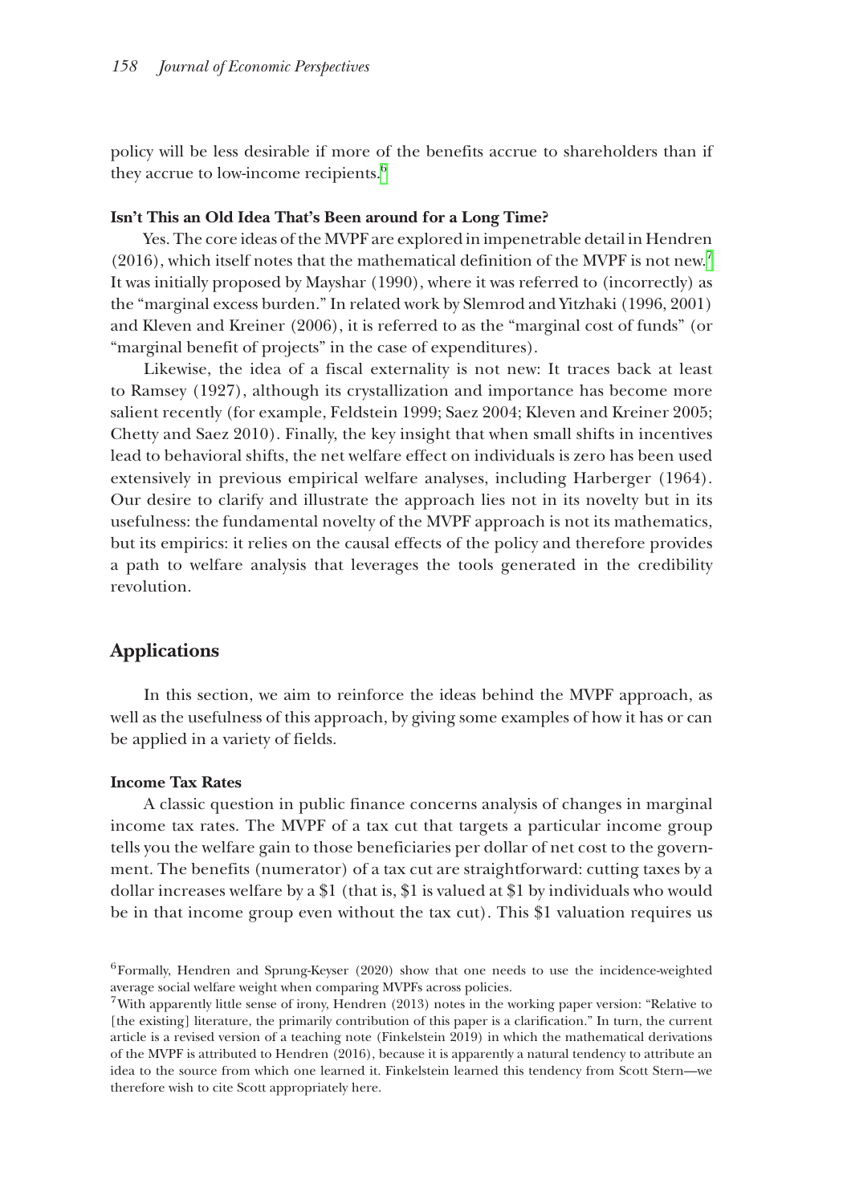policy will be less desirable if more of the benefits accrue to shareholders than if they accrue to low-income recipients.[6]

### Isn't This an Old Idea That's Been around for a Long Time?

Yes. The core ideas of the MVPF are explored in impenetrable detail in Hendren (2016), which itself notes that the mathematical definition of the MVPF is not new.[7] It was initially proposed by Mayshar (1990), where it was referred to (incorrectly) as the "marginal excess burden." In related work by Slemrod and Yitzhaki (1996, 2001) and Kleven and Kreiner (2006), it is referred to as the "marginal cost of funds" (or "marginal benefit of projects" in the case of expenditures).

Likewise, the idea of a fiscal externality is not new: It traces back at least to Ramsey (1927), although its crystallization and importance has become more salient recently (for example, Feldstein 1999; Saez 2004; Kleven and Kreiner 2005; Chetty and Saez 2010). Finally, the key insight that when small shifts in incentives lead to behavioral shifts, the net welfare effect on individuals is zero has been used extensively in previous empirical welfare analyses, including Harberger (1964). Our desire to clarify and illustrate the approach lies not in its novelty but in its usefulness: the fundamental novelty of the MVPF approach is not its mathematics, but its empirics: it relies on the causal effects of the policy and therefore provides a path to welfare analysis that leverages the tools generated in the credibility revolution.

## Applications

In this section, we aim to reinforce the ideas behind the MVPF approach, as well as the usefulness of this approach, by giving some examples of how it has or can be applied in a variety of fields.

### Income Tax Rates

A classic question in public finance concerns analysis of changes in marginal income tax rates. The MVPF of a tax cut that targets a particular income group tells you the welfare gain to those beneficiaries per dollar of net cost to the government. The benefits (numerator) of a tax cut are straightforward: cutting taxes by a dollar increases welfare by a $1 (that is, $1 is valued at $1 by individuals who would be in that income group even without the tax cut). This $1 valuation requires us

[6] Formally, Hendren and Sprung-Keyser (2020) show that one needs to use the incidence-weighted average social welfare weight when comparing MVPFs across policies.

[7] With apparently little sense of irony, Hendren (2013) notes in the working paper version: "Relative to [the existing] literature, the primarily contribution of this paper is a clarification." In turn, the current article is a revised version of a teaching note (Finkelstein 2019) in which the mathematical derivations of the MVPF is attributed to Hendren (2016), because it is apparently a natural tendency to attribute an idea to the source from which one learned it. Finkelstein learned this tendency from Scott Stern—we therefore wish to cite Scott appropriately here.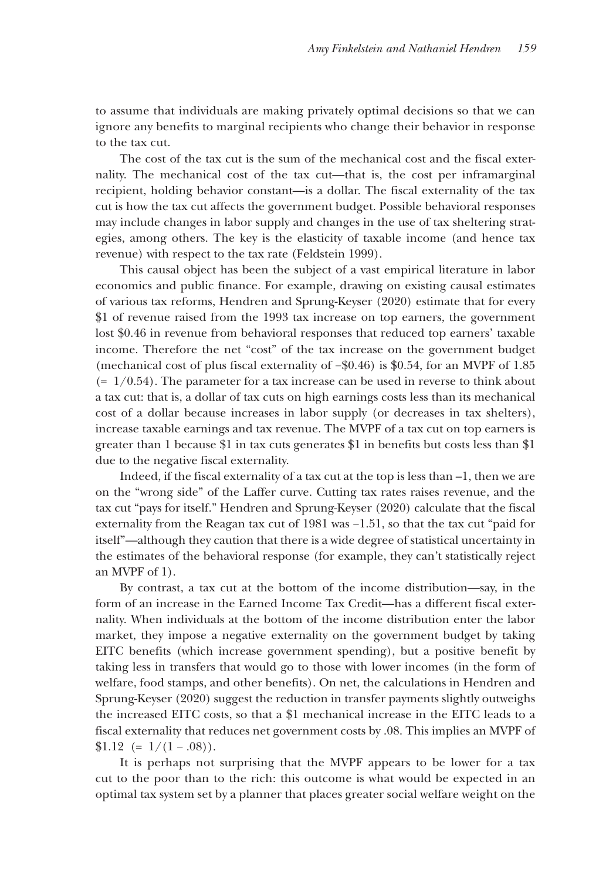to assume that individuals are making privately optimal decisions so that we can ignore any benefits to marginal recipients who change their behavior in response to the tax cut.

The cost of the tax cut is the sum of the mechanical cost and the fiscal externality. The mechanical cost of the tax cut—that is, the cost per inframarginal recipient, holding behavior constant—is a dollar. The fiscal externality of the tax cut is how the tax cut affects the government budget. Possible behavioral responses may include changes in labor supply and changes in the use of tax sheltering strategies, among others. The key is the elasticity of taxable income (and hence tax revenue) with respect to the tax rate (Feldstein 1999).

This causal object has been the subject of a vast empirical literature in labor economics and public finance. For example, drawing on existing causal estimates of various tax reforms, Hendren and Sprung-Keyser (2020) estimate that for every \$1 of revenue raised from the 1993 tax increase on top earners, the government lost \$0.46 in revenue from behavioral responses that reduced top earners' taxable income. Therefore the net "cost" of the tax increase on the government budget (mechanical cost of plus fiscal externality of –\$0.46) is \$0.54, for an MVPF of 1.85 (= 1/0.54). The parameter for a tax increase can be used in reverse to think about a tax cut: that is, a dollar of tax cuts on high earnings costs less than its mechanical cost of a dollar because increases in labor supply (or decreases in tax shelters), increase taxable earnings and tax revenue. The MVPF of a tax cut on top earners is greater than 1 because \$1 in tax cuts generates \$1 in benefits but costs less than \$1 due to the negative fiscal externality.

Indeed, if the fiscal externality of a tax cut at the top is less than –1, then we are on the "wrong side" of the Laffer curve. Cutting tax rates raises revenue, and the tax cut "pays for itself." Hendren and Sprung-Keyser (2020) calculate that the fiscal externality from the Reagan tax cut of 1981 was −1.51, so that the tax cut "paid for itself"—although they caution that there is a wide degree of statistical uncertainty in the estimates of the behavioral response (for example, they can't statistically reject an MVPF of 1).

By contrast, a tax cut at the bottom of the income distribution—say, in the form of an increase in the Earned Income Tax Credit—has a different fiscal externality. When individuals at the bottom of the income distribution enter the labor market, they impose a negative externality on the government budget by taking EITC benefits (which increase government spending), but a positive benefit by taking less in transfers that would go to those with lower incomes (in the form of welfare, food stamps, and other benefits). On net, the calculations in Hendren and Sprung-Keyser (2020) suggest the reduction in transfer payments slightly outweighs the increased EITC costs, so that a \$1 mechanical increase in the EITC leads to a fiscal externality that reduces net government costs by .08. This implies an MVPF of \$1.12 (= 1/(1 – .08)).

It is perhaps not surprising that the MVPF appears to be lower for a tax cut to the poor than to the rich: this outcome is what would be expected in an optimal tax system set by a planner that places greater social welfare weight on the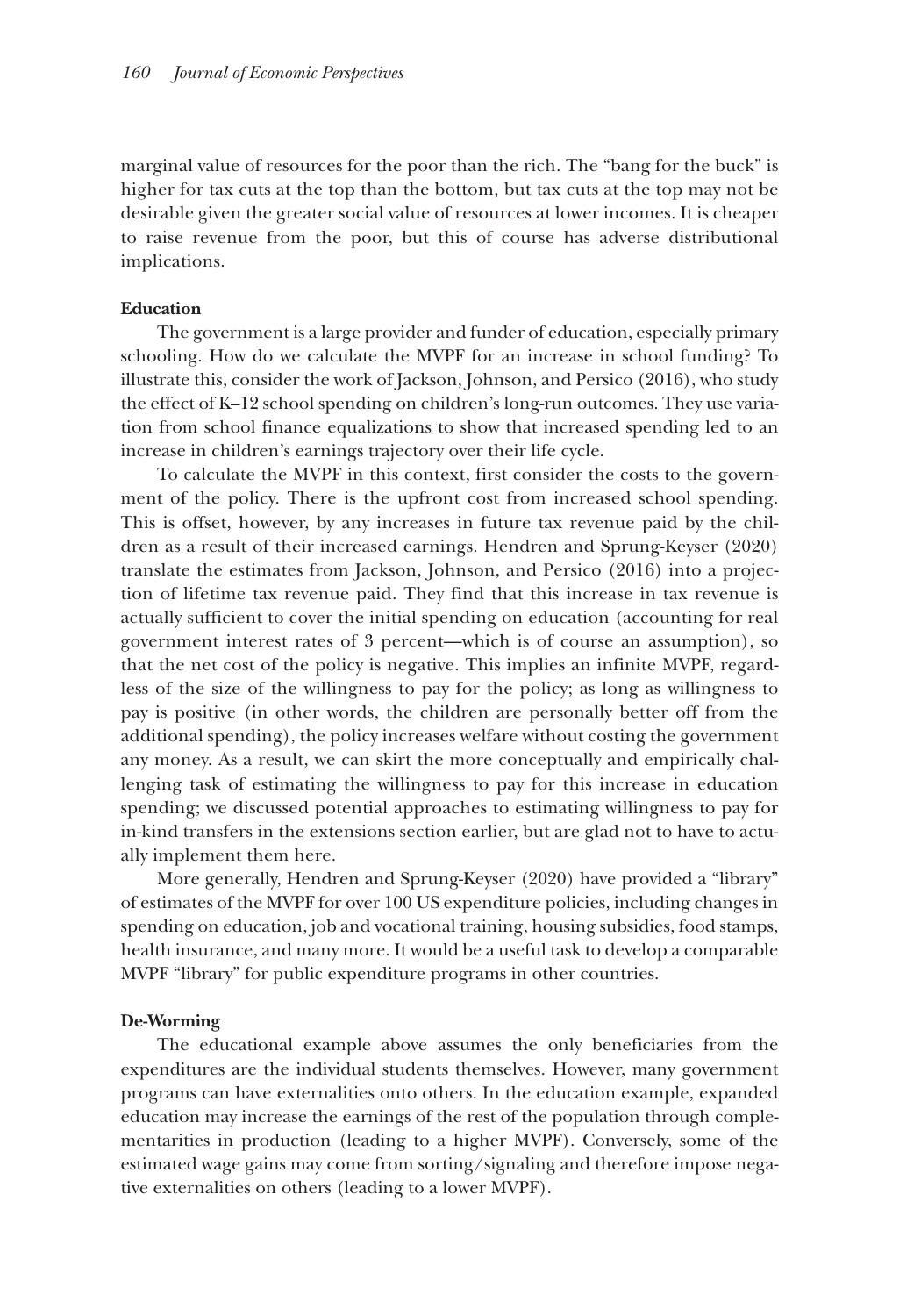marginal value of resources for the poor than the rich. The "bang for the buck" is higher for tax cuts at the top than the bottom, but tax cuts at the top may not be desirable given the greater social value of resources at lower incomes. It is cheaper to raise revenue from the poor, but this of course has adverse distributional implications.

**Education**

The government is a large provider and funder of education, especially primary schooling. How do we calculate the MVPF for an increase in school funding? To illustrate this, consider the work of Jackson, Johnson, and Persico (2016), who study the effect of K–12 school spending on children's long-run outcomes. They use variation from school finance equalizations to show that increased spending led to an increase in children's earnings trajectory over their life cycle.

To calculate the MVPF in this context, first consider the costs to the government of the policy. There is the upfront cost from increased school spending. This is offset, however, by any increases in future tax revenue paid by the children as a result of their increased earnings. Hendren and Sprung-Keyser (2020) translate the estimates from Jackson, Johnson, and Persico (2016) into a projection of lifetime tax revenue paid. They find that this increase in tax revenue is actually sufficient to cover the initial spending on education (accounting for real government interest rates of 3 percent—which is of course an assumption), so that the net cost of the policy is negative. This implies an infinite MVPF, regardless of the size of the willingness to pay for the policy; as long as willingness to pay is positive (in other words, the children are personally better off from the additional spending), the policy increases welfare without costing the government any money. As a result, we can skirt the more conceptually and empirically challenging task of estimating the willingness to pay for this increase in education spending; we discussed potential approaches to estimating willingness to pay for in-kind transfers in the extensions section earlier, but are glad not to have to actually implement them here.

More generally, Hendren and Sprung-Keyser (2020) have provided a "library" of estimates of the MVPF for over 100 US expenditure policies, including changes in spending on education, job and vocational training, housing subsidies, food stamps, health insurance, and many more. It would be a useful task to develop a comparable MVPF "library" for public expenditure programs in other countries.

**De-Worming**

The educational example above assumes the only beneficiaries from the expenditures are the individual students themselves. However, many government programs can have externalities onto others. In the education example, expanded education may increase the earnings of the rest of the population through complementarities in production (leading to a higher MVPF). Conversely, some of the estimated wage gains may come from sorting/signaling and therefore impose negative externalities on others (leading to a lower MVPF).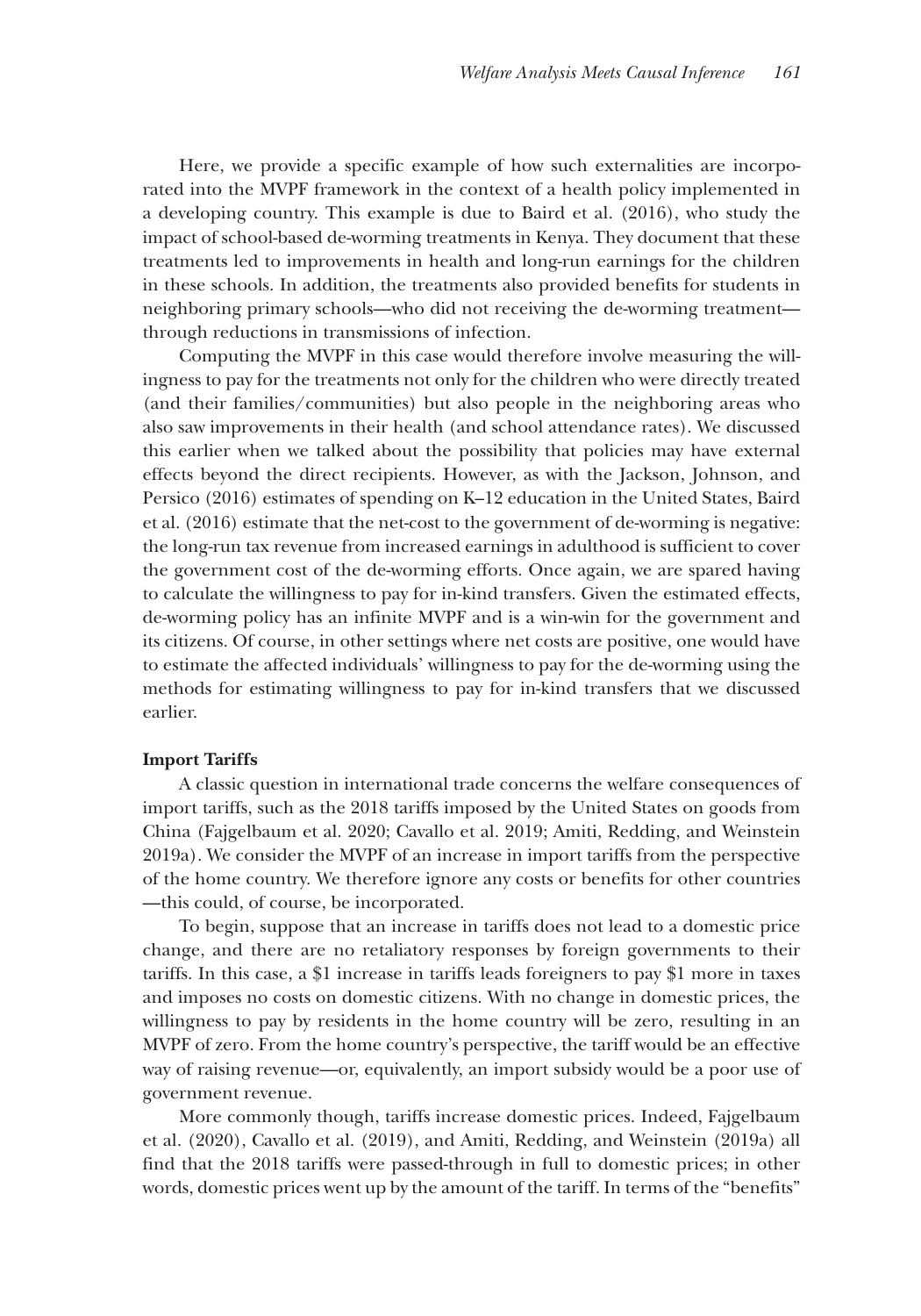Here, we provide a specific example of how such externalities are incorporated into the MVPF framework in the context of a health policy implemented in a developing country. This example is due to Baird et al. (2016), who study the impact of school-based de-worming treatments in Kenya. They document that these treatments led to improvements in health and long-run earnings for the children in these schools. In addition, the treatments also provided benefits for students in neighboring primary schools—who did not receiving the de-worming treatment—through reductions in transmissions of infection.

Computing the MVPF in this case would therefore involve measuring the willingness to pay for the treatments not only for the children who were directly treated (and their families/communities) but also people in the neighboring areas who also saw improvements in their health (and school attendance rates). We discussed this earlier when we talked about the possibility that policies may have external effects beyond the direct recipients. However, as with the Jackson, Johnson, and Persico (2016) estimates of spending on K–12 education in the United States, Baird et al. (2016) estimate that the net-cost to the government of de-worming is negative: the long-run tax revenue from increased earnings in adulthood is sufficient to cover the government cost of the de-worming efforts. Once again, we are spared having to calculate the willingness to pay for in-kind transfers. Given the estimated effects, de-worming policy has an infinite MVPF and is a win-win for the government and its citizens. Of course, in other settings where net costs are positive, one would have to estimate the affected individuals' willingness to pay for the de-worming using the methods for estimating willingness to pay for in-kind transfers that we discussed earlier.

**Import Tariffs**

A classic question in international trade concerns the welfare consequences of import tariffs, such as the 2018 tariffs imposed by the United States on goods from China (Fajgelbaum et al. 2020; Cavallo et al. 2019; Amiti, Redding, and Weinstein 2019a). We consider the MVPF of an increase in import tariffs from the perspective of the home country. We therefore ignore any costs or benefits for other countries—this could, of course, be incorporated.

To begin, suppose that an increase in tariffs does not lead to a domestic price change, and there are no retaliatory responses by foreign governments to their tariffs. In this case, a \$1 increase in tariffs leads foreigners to pay \$1 more in taxes and imposes no costs on domestic citizens. With no change in domestic prices, the willingness to pay by residents in the home country will be zero, resulting in an MVPF of zero. From the home country's perspective, the tariff would be an effective way of raising revenue—or, equivalently, an import subsidy would be a poor use of government revenue.

More commonly though, tariffs increase domestic prices. Indeed, Fajgelbaum et al. (2020), Cavallo et al. (2019), and Amiti, Redding, and Weinstein (2019a) all find that the 2018 tariffs were passed-through in full to domestic prices; in other words, domestic prices went up by the amount of the tariff. In terms of the "benefits"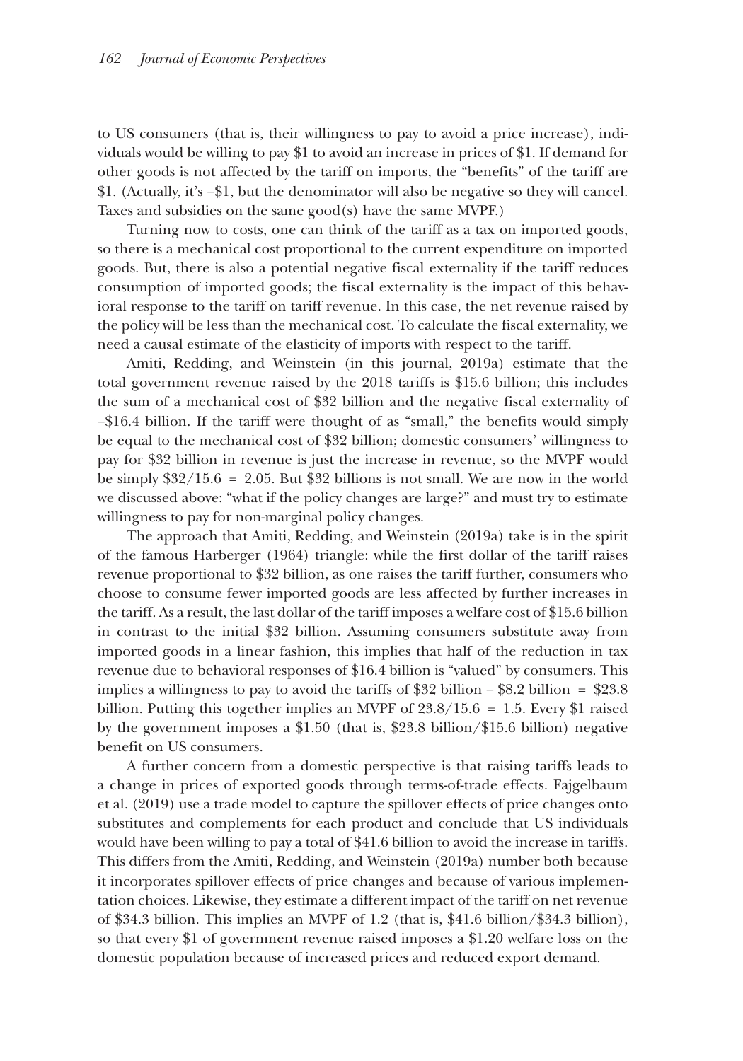to US consumers (that is, their willingness to pay to avoid a price increase), individuals would be willing to pay $1 to avoid an increase in prices of $1. If demand for other goods is not affected by the tariff on imports, the "benefits" of the tariff are $1. (Actually, it's −$1, but the denominator will also be negative so they will cancel. Taxes and subsidies on the same good(s) have the same MVPF.)

Turning now to costs, one can think of the tariff as a tax on imported goods, so there is a mechanical cost proportional to the current expenditure on imported goods. But, there is also a potential negative fiscal externality if the tariff reduces consumption of imported goods; the fiscal externality is the impact of this behavioral response to the tariff on tariff revenue. In this case, the net revenue raised by the policy will be less than the mechanical cost. To calculate the fiscal externality, we need a causal estimate of the elasticity of imports with respect to the tariff.

Amiti, Redding, and Weinstein (in this journal, 2019a) estimate that the total government revenue raised by the 2018 tariffs is $15.6 billion; this includes the sum of a mechanical cost of $32 billion and the negative fiscal externality of −$16.4 billion. If the tariff were thought of as "small," the benefits would simply be equal to the mechanical cost of $32 billion; domestic consumers' willingness to pay for $32 billion in revenue is just the increase in revenue, so the MVPF would be simply $32/15.6 = 2.05. But $32 billions is not small. We are now in the world we discussed above: "what if the policy changes are large?" and must try to estimate willingness to pay for non-marginal policy changes.

The approach that Amiti, Redding, and Weinstein (2019a) take is in the spirit of the famous Harberger (1964) triangle: while the first dollar of the tariff raises revenue proportional to $32 billion, as one raises the tariff further, consumers who choose to consume fewer imported goods are less affected by further increases in the tariff. As a result, the last dollar of the tariff imposes a welfare cost of $15.6 billion in contrast to the initial $32 billion. Assuming consumers substitute away from imported goods in a linear fashion, this implies that half of the reduction in tax revenue due to behavioral responses of $16.4 billion is "valued" by consumers. This implies a willingness to pay to avoid the tariffs of $32 billion − $8.2 billion = $23.8 billion. Putting this together implies an MVPF of 23.8/15.6 = 1.5. Every $1 raised by the government imposes a $1.50 (that is, $23.8 billion/$15.6 billion) negative benefit on US consumers.

A further concern from a domestic perspective is that raising tariffs leads to a change in prices of exported goods through terms-of-trade effects. Fajgelbaum et al. (2019) use a trade model to capture the spillover effects of price changes onto substitutes and complements for each product and conclude that US individuals would have been willing to pay a total of $41.6 billion to avoid the increase in tariffs. This differs from the Amiti, Redding, and Weinstein (2019a) number both because it incorporates spillover effects of price changes and because of various implementation choices. Likewise, they estimate a different impact of the tariff on net revenue of $34.3 billion. This implies an MVPF of 1.2 (that is, $41.6 billion/$34.3 billion), so that every $1 of government revenue raised imposes a $1.20 welfare loss on the domestic population because of increased prices and reduced export demand.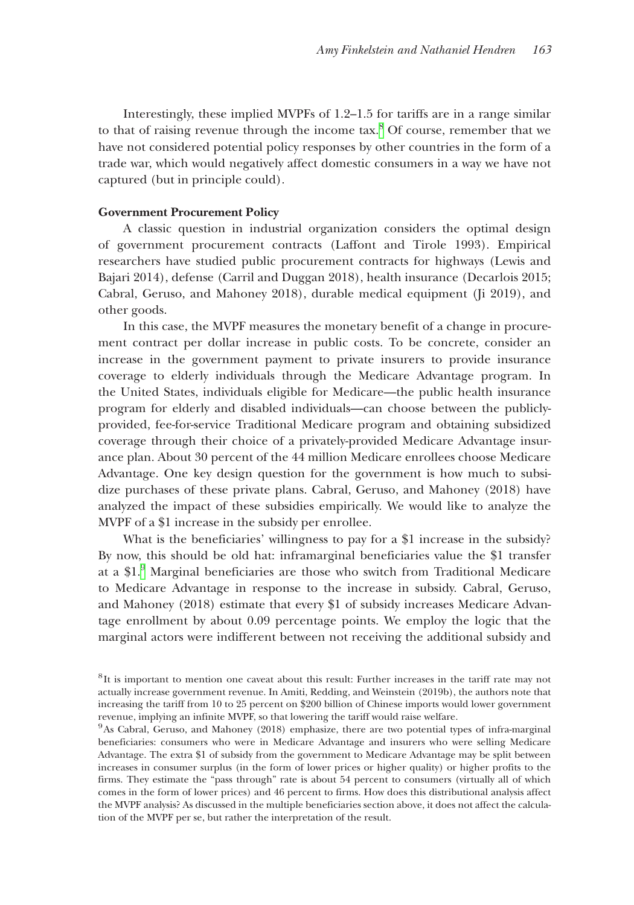Interestingly, these implied MVPFs of 1.2–1.5 for tariffs are in a range similar to that of raising revenue through the income tax.[8] Of course, remember that we have not considered potential policy responses by other countries in the form of a trade war, which would negatively affect domestic consumers in a way we have not captured (but in principle could).

**Government Procurement Policy**

A classic question in industrial organization considers the optimal design of government procurement contracts (Laffont and Tirole 1993). Empirical researchers have studied public procurement contracts for highways (Lewis and Bajari 2014), defense (Carril and Duggan 2018), health insurance (Decarlois 2015; Cabral, Geruso, and Mahoney 2018), durable medical equipment (Ji 2019), and other goods.

In this case, the MVPF measures the monetary benefit of a change in procurement contract per dollar increase in public costs. To be concrete, consider an increase in the government payment to private insurers to provide insurance coverage to elderly individuals through the Medicare Advantage program. In the United States, individuals eligible for Medicare—the public health insurance program for elderly and disabled individuals—can choose between the publicly-provided, fee-for-service Traditional Medicare program and obtaining subsidized coverage through their choice of a privately-provided Medicare Advantage insurance plan. About 30 percent of the 44 million Medicare enrollees choose Medicare Advantage. One key design question for the government is how much to subsidize purchases of these private plans. Cabral, Geruso, and Mahoney (2018) have analyzed the impact of these subsidies empirically. We would like to analyze the MVPF of a $1 increase in the subsidy per enrollee.

What is the beneficiaries' willingness to pay for a $1 increase in the subsidy? By now, this should be old hat: inframarginal beneficiaries value the $1 transfer at a $1.[9] Marginal beneficiaries are those who switch from Traditional Medicare to Medicare Advantage in response to the increase in subsidy. Cabral, Geruso, and Mahoney (2018) estimate that every $1 of subsidy increases Medicare Advantage enrollment by about 0.09 percentage points. We employ the logic that the marginal actors were indifferent between not receiving the additional subsidy and

[8] It is important to mention one caveat about this result: Further increases in the tariff rate may not actually increase government revenue. In Amiti, Redding, and Weinstein (2019b), the authors note that increasing the tariff from 10 to 25 percent on $200 billion of Chinese imports would lower government revenue, implying an infinite MVPF, so that lowering the tariff would raise welfare.

[9] As Cabral, Geruso, and Mahoney (2018) emphasize, there are two potential types of infra-marginal beneficiaries: consumers who were in Medicare Advantage and insurers who were selling Medicare Advantage. The extra $1 of subsidy from the government to Medicare Advantage may be split between increases in consumer surplus (in the form of lower prices or higher quality) or higher profits to the firms. They estimate the "pass through" rate is about 54 percent to consumers (virtually all of which comes in the form of lower prices) and 46 percent to firms. How does this distributional analysis affect the MVPF analysis? As discussed in the multiple beneficiaries section above, it does not affect the calculation of the MVPF per se, but rather the interpretation of the result.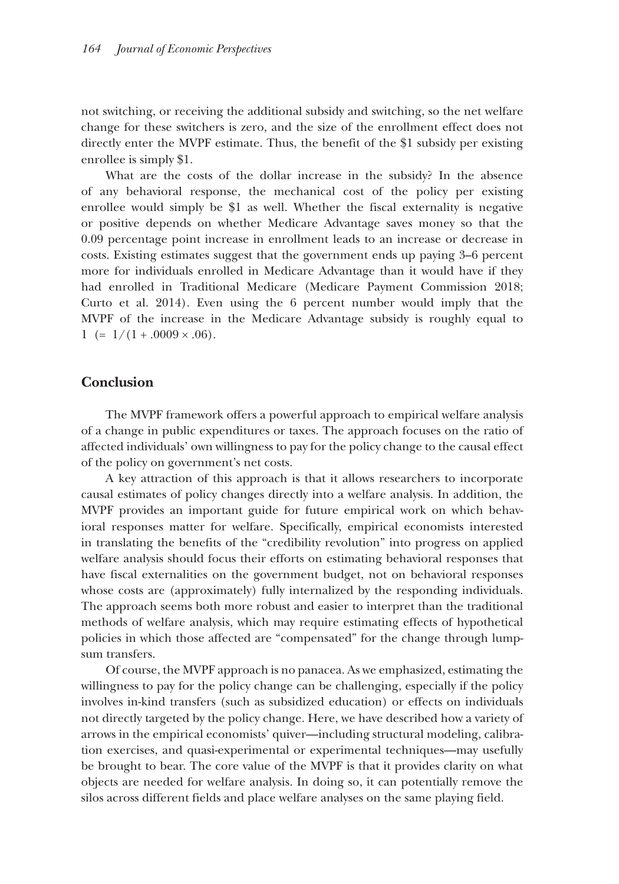not switching, or receiving the additional subsidy and switching, so the net welfare change for these switchers is zero, and the size of the enrollment effect does not directly enter the MVPF estimate. Thus, the benefit of the \$1 subsidy per existing enrollee is simply \$1.

What are the costs of the dollar increase in the subsidy? In the absence of any behavioral response, the mechanical cost of the policy per existing enrollee would simply be \$1 as well. Whether the fiscal externality is negative or positive depends on whether Medicare Advantage saves money so that the 0.09 percentage point increase in enrollment leads to an increase or decrease in costs. Existing estimates suggest that the government ends up paying 3–6 percent more for individuals enrolled in Medicare Advantage than it would have if they had enrolled in Traditional Medicare (Medicare Payment Commission 2018; Curto et al. 2014). Even using the 6 percent number would imply that the MVPF of the increase in the Medicare Advantage subsidy is roughly equal to $1 \ (= 1/(1 + .0009 \times .06)$.

## Conclusion

The MVPF framework offers a powerful approach to empirical welfare analysis of a change in public expenditures or taxes. The approach focuses on the ratio of affected individuals' own willingness to pay for the policy change to the causal effect of the policy on government's net costs.

A key attraction of this approach is that it allows researchers to incorporate causal estimates of policy changes directly into a welfare analysis. In addition, the MVPF provides an important guide for future empirical work on which behavioral responses matter for welfare. Specifically, empirical economists interested in translating the benefits of the "credibility revolution" into progress on applied welfare analysis should focus their efforts on estimating behavioral responses that have fiscal externalities on the government budget, not on behavioral responses whose costs are (approximately) fully internalized by the responding individuals. The approach seems both more robust and easier to interpret than the traditional methods of welfare analysis, which may require estimating effects of hypothetical policies in which those affected are "compensated" for the change through lump-sum transfers.

Of course, the MVPF approach is no panacea. As we emphasized, estimating the willingness to pay for the policy change can be challenging, especially if the policy involves in-kind transfers (such as subsidized education) or effects on individuals not directly targeted by the policy change. Here, we have described how a variety of arrows in the empirical economists' quiver—including structural modeling, calibration exercises, and quasi-experimental or experimental techniques—may usefully be brought to bear. The core value of the MVPF is that it provides clarity on what objects are needed for welfare analysis. In doing so, it can potentially remove the silos across different fields and place welfare analyses on the same playing field.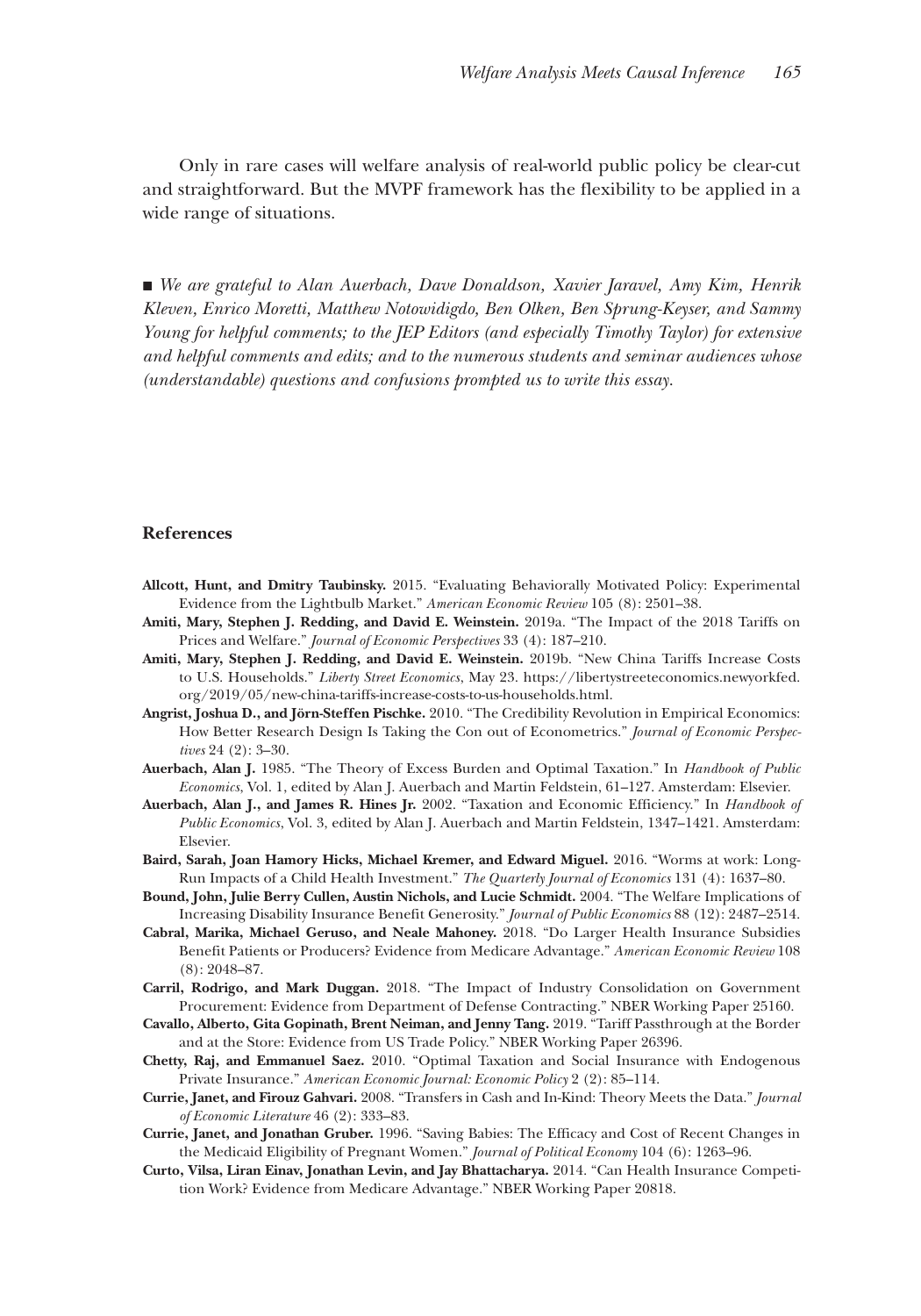Only in rare cases will welfare analysis of real-world public policy be clear-cut and straightforward. But the MVPF framework has the flexibility to be applied in a wide range of situations.

■ *We are grateful to Alan Auerbach, Dave Donaldson, Xavier Jaravel, Amy Kim, Henrik Kleven, Enrico Moretti, Matthew Notowidigdo, Ben Olken, Ben Sprung-Keyser, and Sammy Young for helpful comments; to the JEP Editors (and especially Timothy Taylor) for extensive and helpful comments and edits; and to the numerous students and seminar audiences whose (understandable) questions and confusions prompted us to write this essay.*

## References

**Allcott, Hunt, and Dmitry Taubinsky.** 2015. "Evaluating Behaviorally Motivated Policy: Experimental Evidence from the Lightbulb Market." *American Economic Review* 105 (8): 2501–38.

**Amiti, Mary, Stephen J. Redding, and David E. Weinstein.** 2019a. "The Impact of the 2018 Tariffs on Prices and Welfare." *Journal of Economic Perspectives* 33 (4): 187–210.

**Amiti, Mary, Stephen J. Redding, and David E. Weinstein.** 2019b. "New China Tariffs Increase Costs to U.S. Households." *Liberty Street Economics*, May 23. https://libertystreeteconomics.newyorkfed.org/2019/05/new-china-tariffs-increase-costs-to-us-households.html.

**Angrist, Joshua D., and Jörn-Steffen Pischke.** 2010. "The Credibility Revolution in Empirical Economics: How Better Research Design Is Taking the Con out of Econometrics." *Journal of Economic Perspectives* 24 (2): 3–30.

**Auerbach, Alan J.** 1985. "The Theory of Excess Burden and Optimal Taxation." In *Handbook of Public Economics*, Vol. 1, edited by Alan J. Auerbach and Martin Feldstein, 61–127. Amsterdam: Elsevier.

**Auerbach, Alan J., and James R. Hines Jr.** 2002. "Taxation and Economic Efficiency." In *Handbook of Public Economics*, Vol. 3, edited by Alan J. Auerbach and Martin Feldstein, 1347–1421. Amsterdam: Elsevier.

**Baird, Sarah, Joan Hamory Hicks, Michael Kremer, and Edward Miguel.** 2016. "Worms at work: Long-Run Impacts of a Child Health Investment." *The Quarterly Journal of Economics* 131 (4): 1637–80.

**Bound, John, Julie Berry Cullen, Austin Nichols, and Lucie Schmidt.** 2004. "The Welfare Implications of Increasing Disability Insurance Benefit Generosity." *Journal of Public Economics* 88 (12): 2487–2514.

**Cabral, Marika, Michael Geruso, and Neale Mahoney.** 2018. "Do Larger Health Insurance Subsidies Benefit Patients or Producers? Evidence from Medicare Advantage." *American Economic Review* 108 (8): 2048–87.

**Carril, Rodrigo, and Mark Duggan.** 2018. "The Impact of Industry Consolidation on Government Procurement: Evidence from Department of Defense Contracting." NBER Working Paper 25160.

**Cavallo, Alberto, Gita Gopinath, Brent Neiman, and Jenny Tang.** 2019. "Tariff Passthrough at the Border and at the Store: Evidence from US Trade Policy." NBER Working Paper 26396.

**Chetty, Raj, and Emmanuel Saez.** 2010. "Optimal Taxation and Social Insurance with Endogenous Private Insurance." *American Economic Journal: Economic Policy* 2 (2): 85–114.

**Currie, Janet, and Firouz Gahvari.** 2008. "Transfers in Cash and In-Kind: Theory Meets the Data." *Journal of Economic Literature* 46 (2): 333–83.

**Currie, Janet, and Jonathan Gruber.** 1996. "Saving Babies: The Efficacy and Cost of Recent Changes in the Medicaid Eligibility of Pregnant Women." *Journal of Political Economy* 104 (6): 1263–96.

**Curto, Vilsa, Liran Einav, Jonathan Levin, and Jay Bhattacharya.** 2014. "Can Health Insurance Competition Work? Evidence from Medicare Advantage." NBER Working Paper 20818.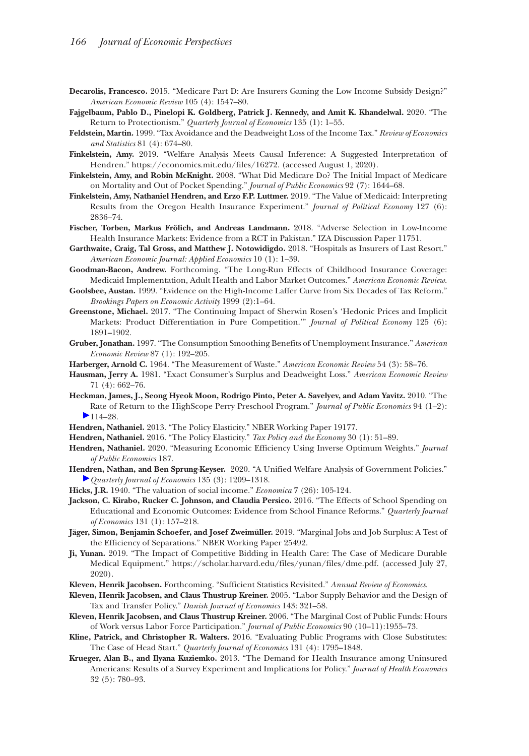**Decarolis, Francesco.** 2015. "Medicare Part D: Are Insurers Gaming the Low Income Subsidy Design?" *American Economic Review* 105 (4): 1547–80.

**Fajgelbaum, Pablo D., Pinelopi K. Goldberg, Patrick J. Kennedy, and Amit K. Khandelwal.** 2020. "The Return to Protectionism." *Quarterly Journal of Economics* 135 (1): 1–55.

**Feldstein, Martin.** 1999. "Tax Avoidance and the Deadweight Loss of the Income Tax." *Review of Economics and Statistics* 81 (4): 674–80.

**Finkelstein, Amy.** 2019. "Welfare Analysis Meets Causal Inference: A Suggested Interpretation of Hendren." https://economics.mit.edu/files/16272. (accessed August 1, 2020).

**Finkelstein, Amy, and Robin McKnight.** 2008. "What Did Medicare Do? The Initial Impact of Medicare on Mortality and Out of Pocket Spending." *Journal of Public Economics* 92 (7): 1644–68.

**Finkelstein, Amy, Nathaniel Hendren, and Erzo F.P. Luttmer.** 2019. "The Value of Medicaid: Interpreting Results from the Oregon Health Insurance Experiment." *Journal of Political Economy* 127 (6): 2836–74.

**Fischer, Torben, Markus Frölich, and Andreas Landmann.** 2018. "Adverse Selection in Low-Income Health Insurance Markets: Evidence from a RCT in Pakistan." IZA Discussion Paper 11751.

**Garthwaite, Craig, Tal Gross, and Matthew J. Notowidigdo.** 2018. "Hospitals as Insurers of Last Resort." *American Economic Journal: Applied Economics* 10 (1): 1–39.

**Goodman-Bacon, Andrew.** Forthcoming. "The Long-Run Effects of Childhood Insurance Coverage: Medicaid Implementation, Adult Health and Labor Market Outcomes." *American Economic Review*.

**Goolsbee, Austan.** 1999. "Evidence on the High-Income Laffer Curve from Six Decades of Tax Reform." *Brookings Papers on Economic Activity* 1999 (2):1–64.

**Greenstone, Michael.** 2017. "The Continuing Impact of Sherwin Rosen's 'Hedonic Prices and Implicit Markets: Product Differentiation in Pure Competition.'" *Journal of Political Economy* 125 (6): 1891–1902.

**Gruber, Jonathan.** 1997. "The Consumption Smoothing Benefits of Unemployment Insurance." *American Economic Review* 87 (1): 192–205.

**Harberger, Arnold C.** 1964. "The Measurement of Waste." *American Economic Review* 54 (3): 58–76.

**Hausman, Jerry A.** 1981. "Exact Consumer's Surplus and Deadweight Loss." *American Economic Review* 71 (4): 662–76.

**Heckman, James, J., Seong Hyeok Moon, Rodrigo Pinto, Peter A. Savelyev, and Adam Yavitz.** 2010. "The Rate of Return to the HighScope Perry Preschool Program." *Journal of Public Economics* 94 (1–2): 114–28.

**Hendren, Nathaniel.** 2013. "The Policy Elasticity." NBER Working Paper 19177.

**Hendren, Nathaniel.** 2016. "The Policy Elasticity." *Tax Policy and the Economy* 30 (1): 51–89.

**Hendren, Nathaniel.** 2020. "Measuring Economic Efficiency Using Inverse Optimum Weights." *Journal of Public Economics* 187.

**Hendren, Nathan, and Ben Sprung-Keyser.** 2020. "A Unified Welfare Analysis of Government Policies." *Quarterly Journal of Economics* 135 (3): 1209–1318.

**Hicks, J.R.** 1940. "The valuation of social income." *Economica* 7 (26): 105-124.

**Jackson, C. Kirabo, Rucker C. Johnson, and Claudia Persico.** 2016. "The Effects of School Spending on Educational and Economic Outcomes: Evidence from School Finance Reforms." *Quarterly Journal of Economics* 131 (1): 157–218.

**Jäger, Simon, Benjamin Schoefer, and Josef Zweimüller.** 2019. "Marginal Jobs and Job Surplus: A Test of the Efficiency of Separations." NBER Working Paper 25492.

**Ji, Yunan.** 2019. "The Impact of Competitive Bidding in Health Care: The Case of Medicare Durable Medical Equipment." https://scholar.harvard.edu/files/yunan/files/dme.pdf. (accessed July 27, 2020).

**Kleven, Henrik Jacobsen.** Forthcoming. "Sufficient Statistics Revisited." *Annual Review of Economics*.

**Kleven, Henrik Jacobsen, and Claus Thustrup Kreiner.** 2005. "Labor Supply Behavior and the Design of Tax and Transfer Policy." *Danish Journal of Economics* 143: 321–58.

**Kleven, Henrik Jacobsen, and Claus Thustrup Kreiner.** 2006. "The Marginal Cost of Public Funds: Hours of Work versus Labor Force Participation." *Journal of Public Economics* 90 (10–11):1955–73.

**Kline, Patrick, and Christopher R. Walters.** 2016. "Evaluating Public Programs with Close Substitutes: The Case of Head Start." *Quarterly Journal of Economics* 131 (4): 1795–1848.

**Krueger, Alan B., and Ilyana Kuziemko.** 2013. "The Demand for Health Insurance among Uninsured Americans: Results of a Survey Experiment and Implications for Policy." *Journal of Health Economics* 32 (5): 780–93.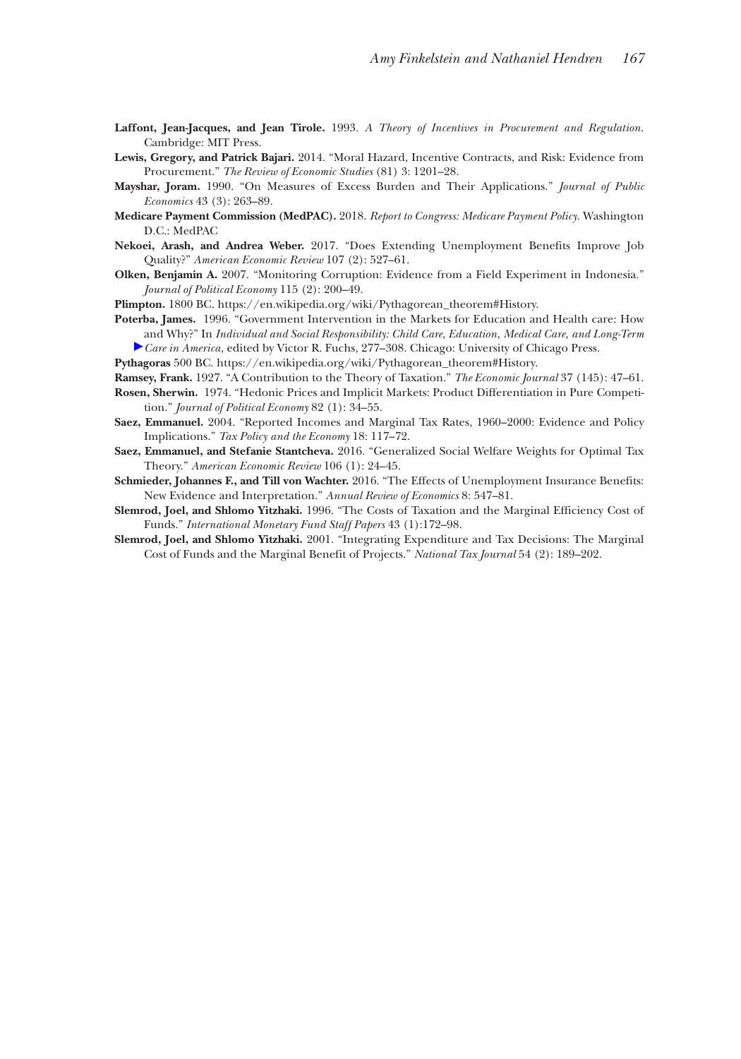**Laffont, Jean-Jacques, and Jean Tirole.** 1993. *A Theory of Incentives in Procurement and Regulation.* Cambridge: MIT Press.

**Lewis, Gregory, and Patrick Bajari.** 2014. "Moral Hazard, Incentive Contracts, and Risk: Evidence from Procurement." *The Review of Economic Studies* (81) 3: 1201–28.

**Mayshar, Joram.** 1990. "On Measures of Excess Burden and Their Applications." *Journal of Public Economics* 43 (3): 263–89.

**Medicare Payment Commission (MedPAC).** 2018. *Report to Congress: Medicare Payment Policy.* Washington D.C.: MedPAC

**Nekoei, Arash, and Andrea Weber.** 2017. "Does Extending Unemployment Benefits Improve Job Quality?" *American Economic Review* 107 (2): 527–61.

**Olken, Benjamin A.** 2007. "Monitoring Corruption: Evidence from a Field Experiment in Indonesia." *Journal of Political Economy* 115 (2): 200–49.

**Plimpton.** 1800 BC. https://en.wikipedia.org/wiki/Pythagorean_theorem#History.

**Poterba, James.** 1996. "Government Intervention in the Markets for Education and Health care: How and Why?" In *Individual and Social Responsibility: Child Care, Education, Medical Care, and Long-Term Care in America*, edited by Victor R. Fuchs, 277–308. Chicago: University of Chicago Press.

**Pythagoras** 500 BC. https://en.wikipedia.org/wiki/Pythagorean_theorem#History.

**Ramsey, Frank.** 1927. "A Contribution to the Theory of Taxation." *The Economic Journal* 37 (145): 47–61.

**Rosen, Sherwin.** 1974. "Hedonic Prices and Implicit Markets: Product Differentiation in Pure Competition." *Journal of Political Economy* 82 (1): 34–55.

**Saez, Emmanuel.** 2004. "Reported Incomes and Marginal Tax Rates, 1960–2000: Evidence and Policy Implications." *Tax Policy and the Economy* 18: 117–72.

**Saez, Emmanuel, and Stefanie Stantcheva.** 2016. "Generalized Social Welfare Weights for Optimal Tax Theory." *American Economic Review* 106 (1): 24–45.

**Schmieder, Johannes F., and Till von Wachter.** 2016. "The Effects of Unemployment Insurance Benefits: New Evidence and Interpretation." *Annual Review of Economics* 8: 547–81.

**Slemrod, Joel, and Shlomo Yitzhaki.** 1996. "The Costs of Taxation and the Marginal Efficiency Cost of Funds." *International Monetary Fund Staff Papers* 43 (1):172–98.

**Slemrod, Joel, and Shlomo Yitzhaki.** 2001. "Integrating Expenditure and Tax Decisions: The Marginal Cost of Funds and the Marginal Benefit of Projects." *National Tax Journal* 54 (2): 189–202.